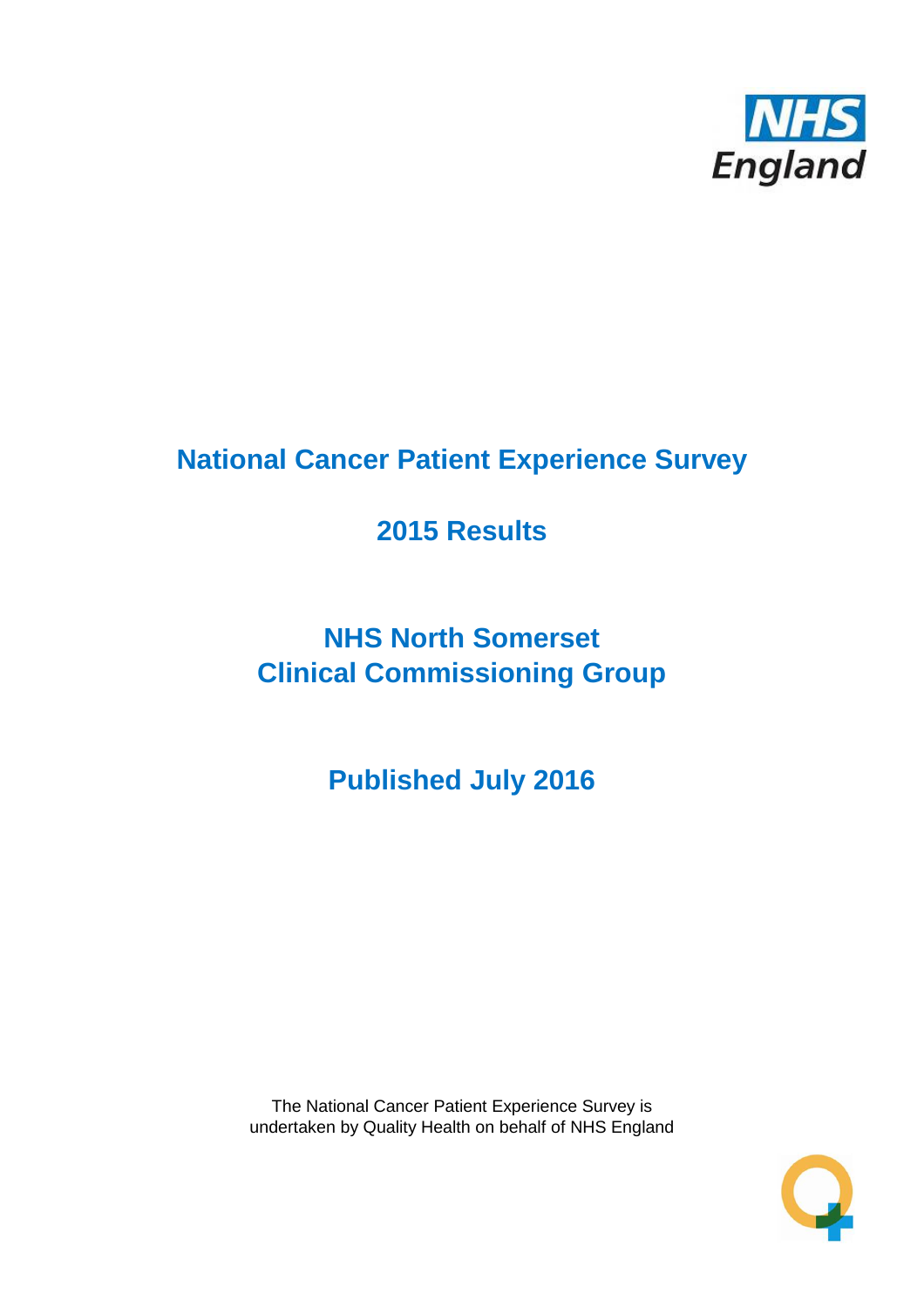NHS England

# National Cancer Patient Experience Survey

## 2015 Results

## NHS North Somerset Clinical Commissioning Group

## Published July 2016

The National Cancer Patient Experience Survey is undertaken by Quality Health on behalf of NHS England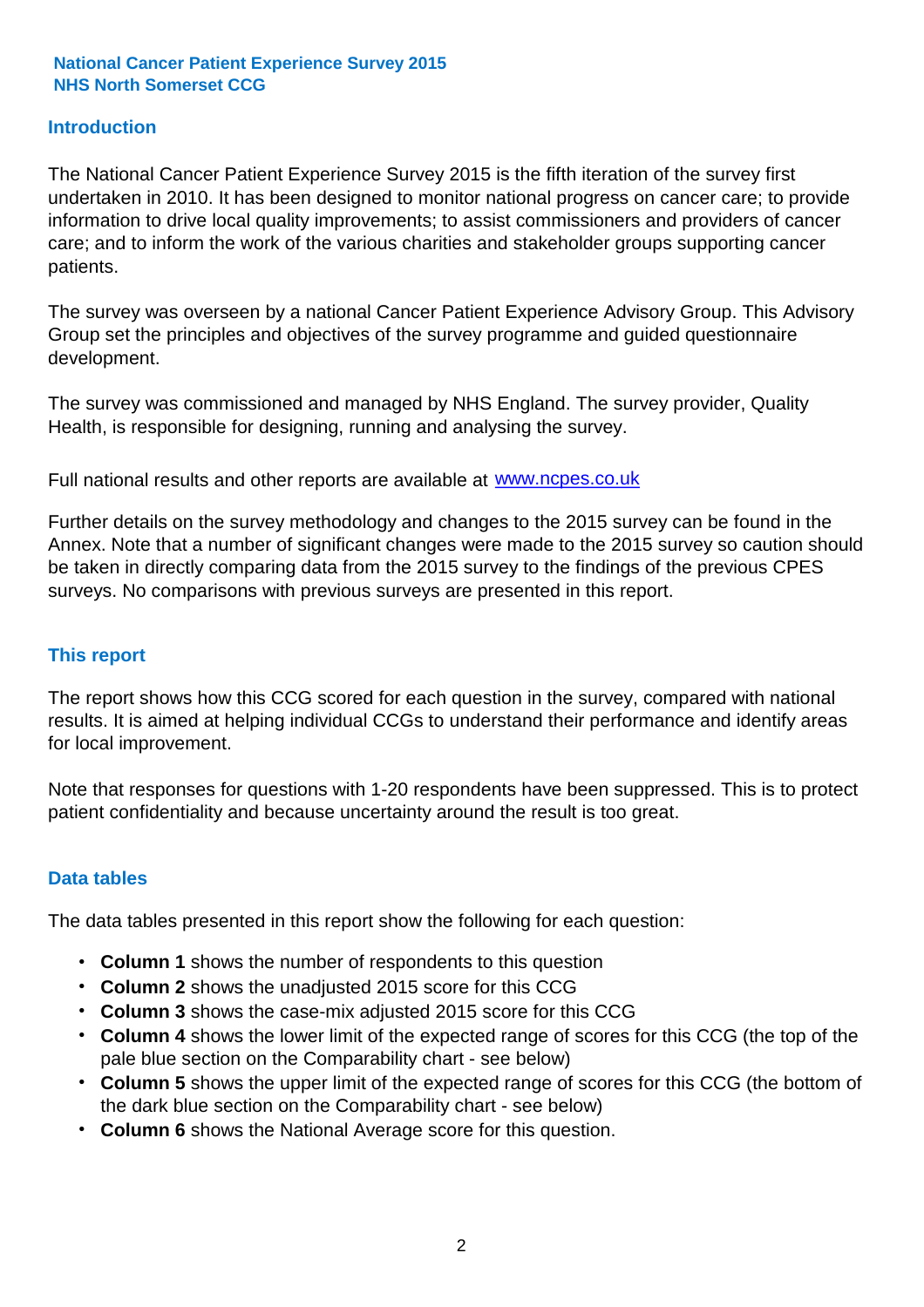**National Cancer Patient Experience Survey 2015**
**NHS North Somerset CCG**

## Introduction

The National Cancer Patient Experience Survey 2015 is the fifth iteration of the survey first undertaken in 2010. It has been designed to monitor national progress on cancer care; to provide information to drive local quality improvements; to assist commissioners and providers of cancer care; and to inform the work of the various charities and stakeholder groups supporting cancer patients.

The survey was overseen by a national Cancer Patient Experience Advisory Group. This Advisory Group set the principles and objectives of the survey programme and guided questionnaire development.

The survey was commissioned and managed by NHS England. The survey provider, Quality Health, is responsible for designing, running and analysing the survey.

Full national results and other reports are available at www.ncpes.co.uk

Further details on the survey methodology and changes to the 2015 survey can be found in the Annex. Note that a number of significant changes were made to the 2015 survey so caution should be taken in directly comparing data from the 2015 survey to the findings of the previous CPES surveys. No comparisons with previous surveys are presented in this report.

## This report

The report shows how this CCG scored for each question in the survey, compared with national results. It is aimed at helping individual CCGs to understand their performance and identify areas for local improvement.

Note that responses for questions with 1-20 respondents have been suppressed. This is to protect patient confidentiality and because uncertainty around the result is too great.

## Data tables

The data tables presented in this report show the following for each question:

- **Column 1** shows the number of respondents to this question
- **Column 2** shows the unadjusted 2015 score for this CCG
- **Column 3** shows the case-mix adjusted 2015 score for this CCG
- **Column 4** shows the lower limit of the expected range of scores for this CCG (the top of the pale blue section on the Comparability chart - see below)
- **Column 5** shows the upper limit of the expected range of scores for this CCG (the bottom of the dark blue section on the Comparability chart - see below)
- **Column 6** shows the National Average score for this question.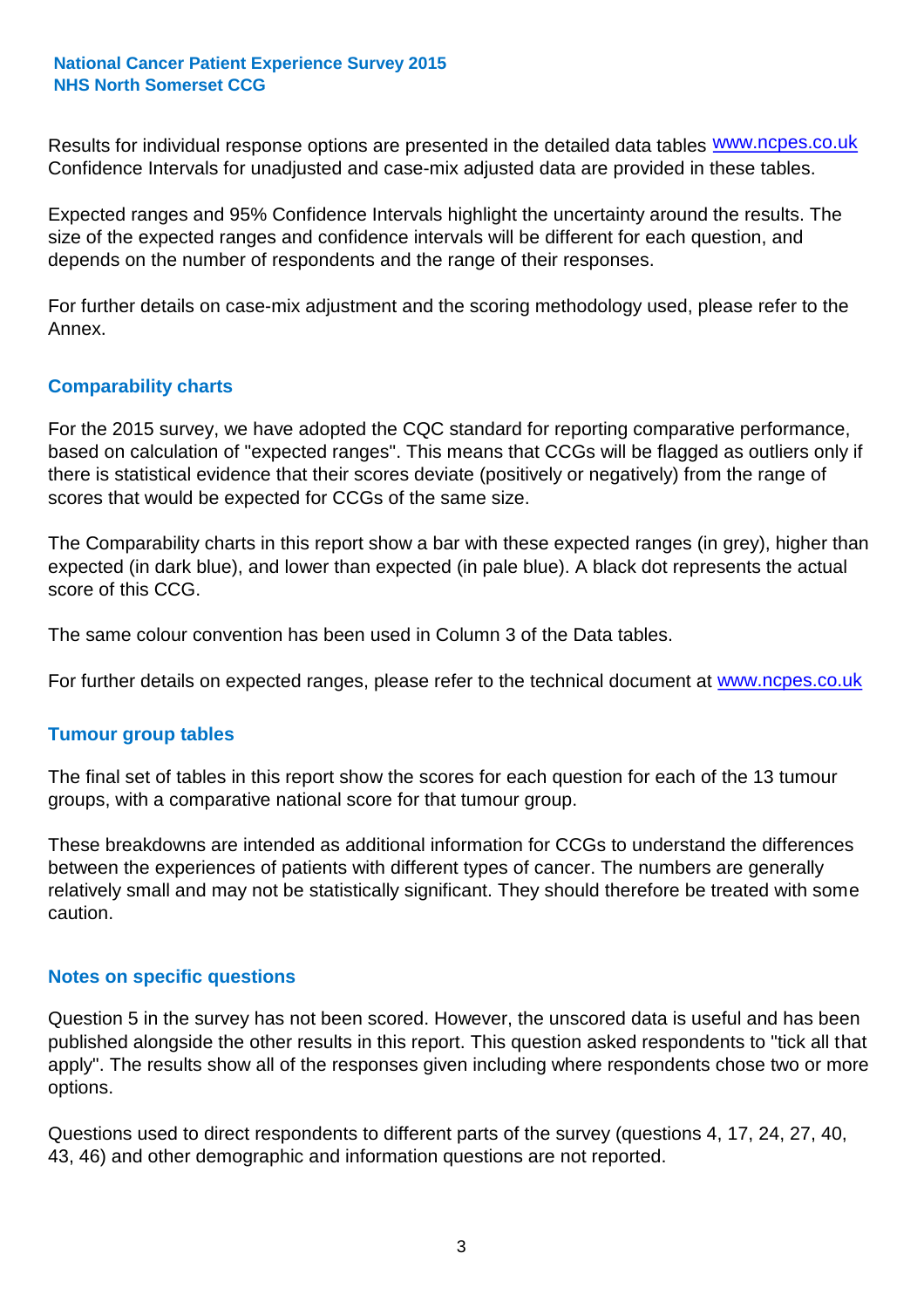Results for individual response options are presented in the detailed data tables www.ncpes.co.uk Confidence Intervals for unadjusted and case-mix adjusted data are provided in these tables.

Expected ranges and 95% Confidence Intervals highlight the uncertainty around the results. The size of the expected ranges and confidence intervals will be different for each question, and depends on the number of respondents and the range of their responses.

For further details on case-mix adjustment and the scoring methodology used, please refer to the Annex.

## Comparability charts

For the 2015 survey, we have adopted the CQC standard for reporting comparative performance, based on calculation of "expected ranges". This means that CCGs will be flagged as outliers only if there is statistical evidence that their scores deviate (positively or negatively) from the range of scores that would be expected for CCGs of the same size.

The Comparability charts in this report show a bar with these expected ranges (in grey), higher than expected (in dark blue), and lower than expected (in pale blue). A black dot represents the actual score of this CCG.

The same colour convention has been used in Column 3 of the Data tables.

For further details on expected ranges, please refer to the technical document at www.ncpes.co.uk

## Tumour group tables

The final set of tables in this report show the scores for each question for each of the 13 tumour groups, with a comparative national score for that tumour group.

These breakdowns are intended as additional information for CCGs to understand the differences between the experiences of patients with different types of cancer. The numbers are generally relatively small and may not be statistically significant. They should therefore be treated with some caution.

## Notes on specific questions

Question 5 in the survey has not been scored. However, the unscored data is useful and has been published alongside the other results in this report. This question asked respondents to "tick all that apply". The results show all of the responses given including where respondents chose two or more options.

Questions used to direct respondents to different parts of the survey (questions 4, 17, 24, 27, 40, 43, 46) and other demographic and information questions are not reported.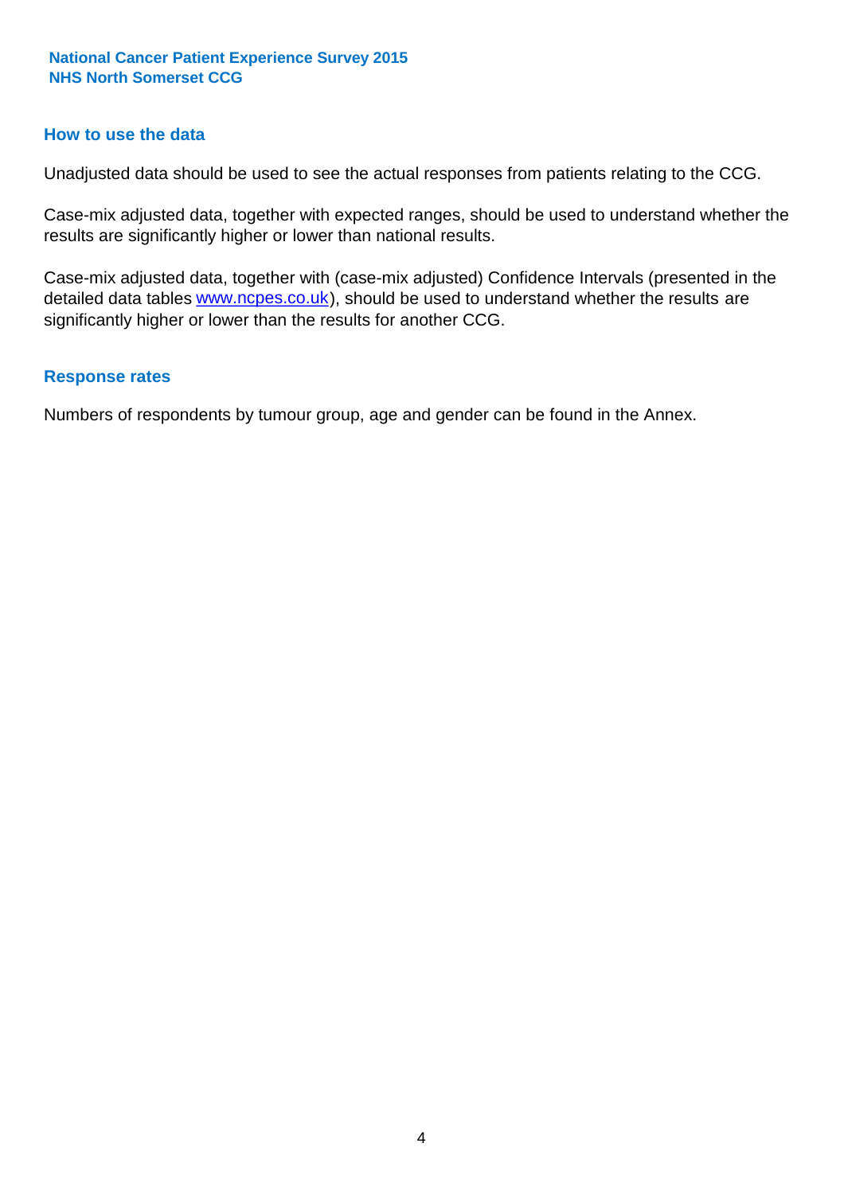## How to use the data

Unadjusted data should be used to see the actual responses from patients relating to the CCG.

Case-mix adjusted data, together with expected ranges, should be used to understand whether the results are significantly higher or lower than national results.

Case-mix adjusted data, together with (case-mix adjusted) Confidence Intervals (presented in the detailed data tables www.ncpes.co.uk), should be used to understand whether the results are significantly higher or lower than the results for another CCG.

## Response rates

Numbers of respondents by tumour group, age and gender can be found in the Annex.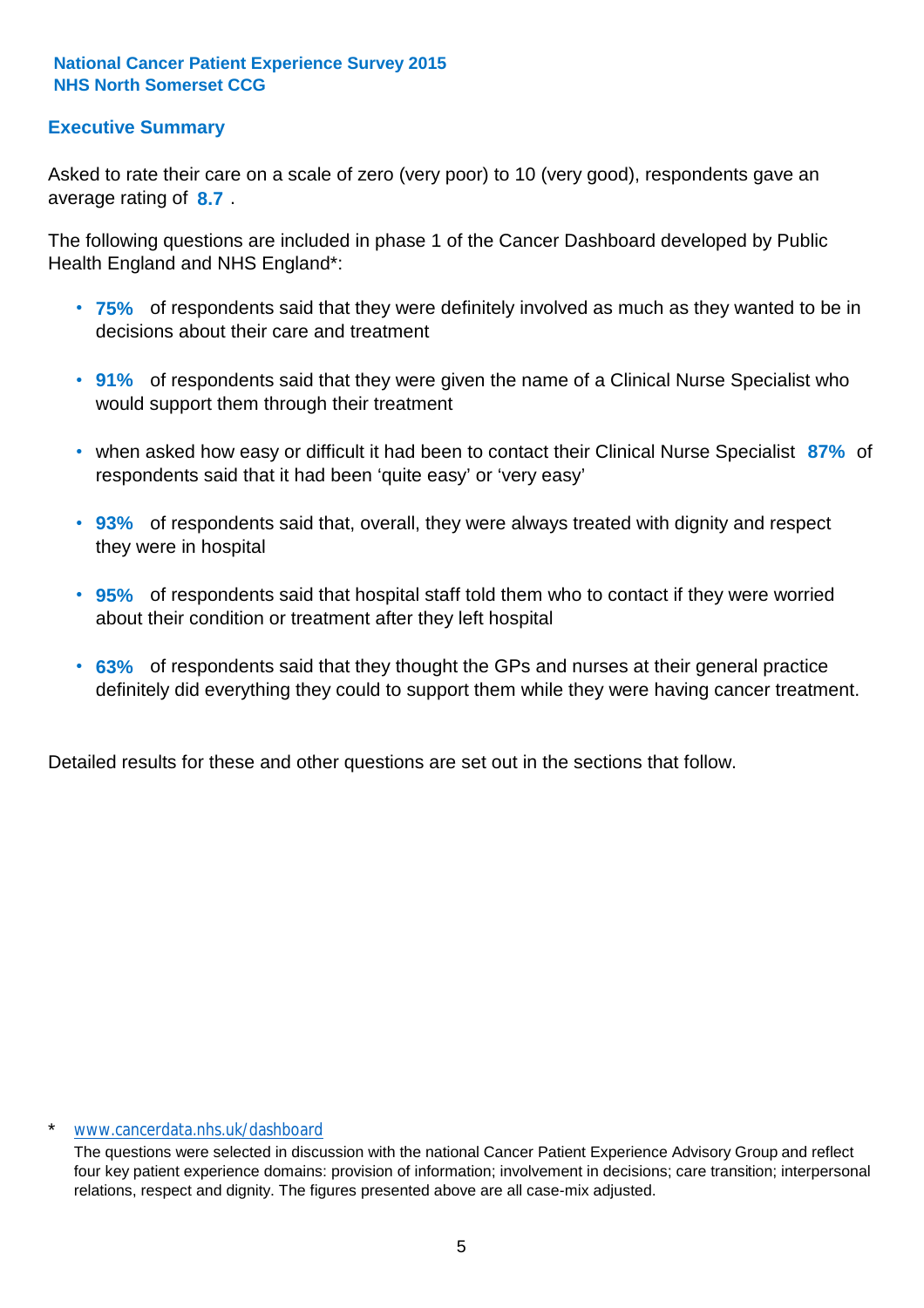National Cancer Patient Experience Survey 2015
NHS North Somerset CCG

## Executive Summary

Asked to rate their care on a scale of zero (very poor) to 10 (very good), respondents gave an average rating of **8.7** .

The following questions are included in phase 1 of the Cancer Dashboard developed by Public Health England and NHS England*:

- **75%** of respondents said that they were definitely involved as much as they wanted to be in decisions about their care and treatment
- **91%** of respondents said that they were given the name of a Clinical Nurse Specialist who would support them through their treatment
- when asked how easy or difficult it had been to contact their Clinical Nurse Specialist **87%** of respondents said that it had been 'quite easy' or 'very easy'
- **93%** of respondents said that, overall, they were always treated with dignity and respect they were in hospital
- **95%** of respondents said that hospital staff told them who to contact if they were worried about their condition or treatment after they left hospital
- **63%** of respondents said that they thought the GPs and nurses at their general practice definitely did everything they could to support them while they were having cancer treatment.

Detailed results for these and other questions are set out in the sections that follow.

\* www.cancerdata.nhs.uk/dashboard

The questions were selected in discussion with the national Cancer Patient Experience Advisory Group and reflect four key patient experience domains: provision of information; involvement in decisions; care transition; interpersonal relations, respect and dignity. The figures presented above are all case-mix adjusted.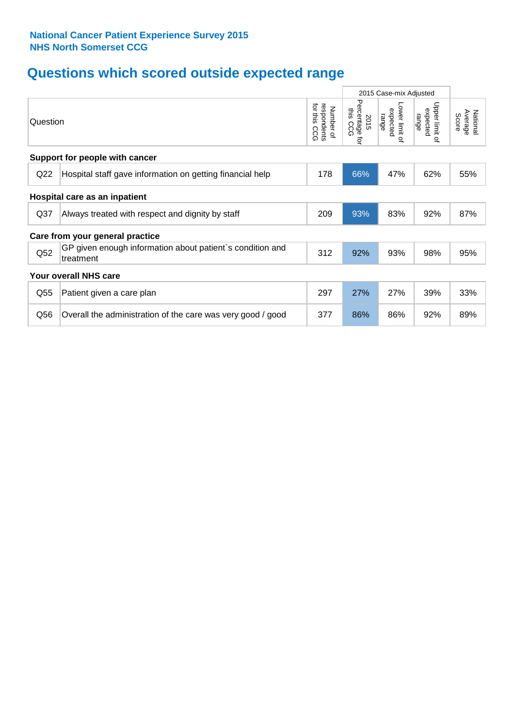**National Cancer Patient Experience Survey 2015**
**NHS North Somerset CCG**

# Questions which scored outside expected range

| | Question | Number of respondents for this CCG | 2015 Case-mix Adjusted: 2015 Percentage for this CCG | 2015 Case-mix Adjusted: Lower limit of expected range | 2015 Case-mix Adjusted: Upper limit of expected range | National Average Score |
|---|---|---|---|---|---|---|
| **Support for people with cancer** | | | | | | |
| Q22 | Hospital staff gave information on getting financial help | 178 | 66% | 47% | 62% | 55% |
| **Hospital care as an inpatient** | | | | | | |
| Q37 | Always treated with respect and dignity by staff | 209 | 93% | 83% | 92% | 87% |
| **Care from your general practice** | | | | | | |
| Q52 | GP given enough information about patient`s condition and treatment | 312 | 92% | 93% | 98% | 95% |
| **Your overall NHS care** | | | | | | |
| Q55 | Patient given a care plan | 297 | 27% | 27% | 39% | 33% |
| Q56 | Overall the administration of the care was very good / good | 377 | 86% | 86% | 92% | 89% |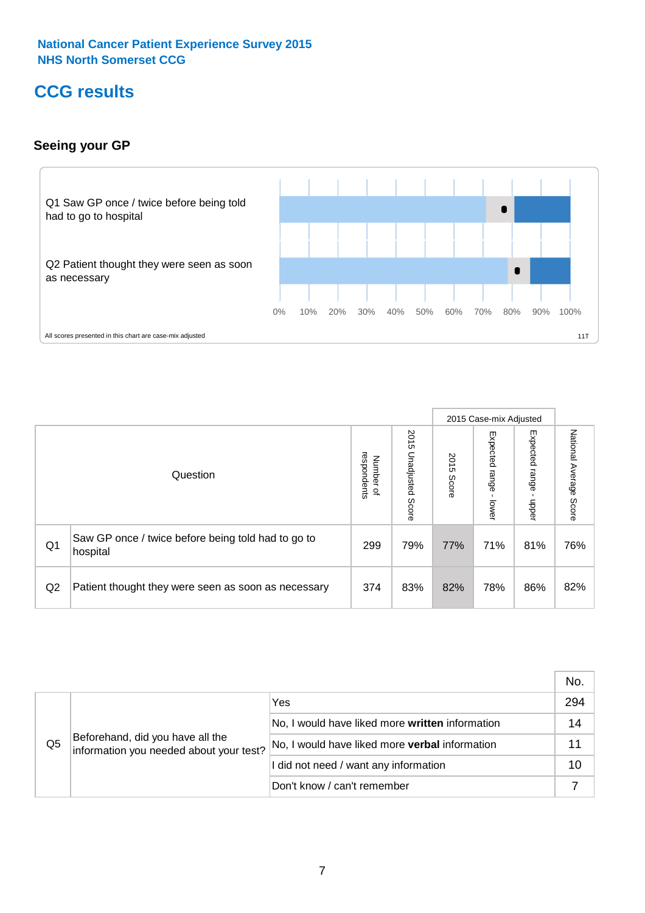National Cancer Patient Experience Survey 2015
NHS North Somerset CCG

# CCG results

## Seeing your GP

Q1 Saw GP once / twice before being told had to go to hospital

Q2 Patient thought they were seen as soon as necessary

0% 10% 20% 30% 40% 50% 60% 70% 80% 90% 100%

All scores presented in this chart are case-mix adjusted

11T

| Question | | Number of respondents | 2015 Unadjusted Score | 2015 Case-mix Adjusted: 2015 Score | 2015 Case-mix Adjusted: Expected range - lower | 2015 Case-mix Adjusted: Expected range - upper | National Average Score |
|---|---|---|---|---|---|---|---|
| Q1 | Saw GP once / twice before being told had to go to hospital | 299 | 79% | 77% | 71% | 81% | 76% |
| Q2 | Patient thought they were seen as soon as necessary | 374 | 83% | 82% | 78% | 86% | 82% |

| | | | No. |
|---|---|---|---|
| Q5 | Beforehand, did you have all the information you needed about your test? | Yes | 294 |
| | | No, I would have liked more **written** information | 14 |
| | | No, I would have liked more **verbal** information | 11 |
| | | I did not need / want any information | 10 |
| | | Don't know / can't remember | 7 |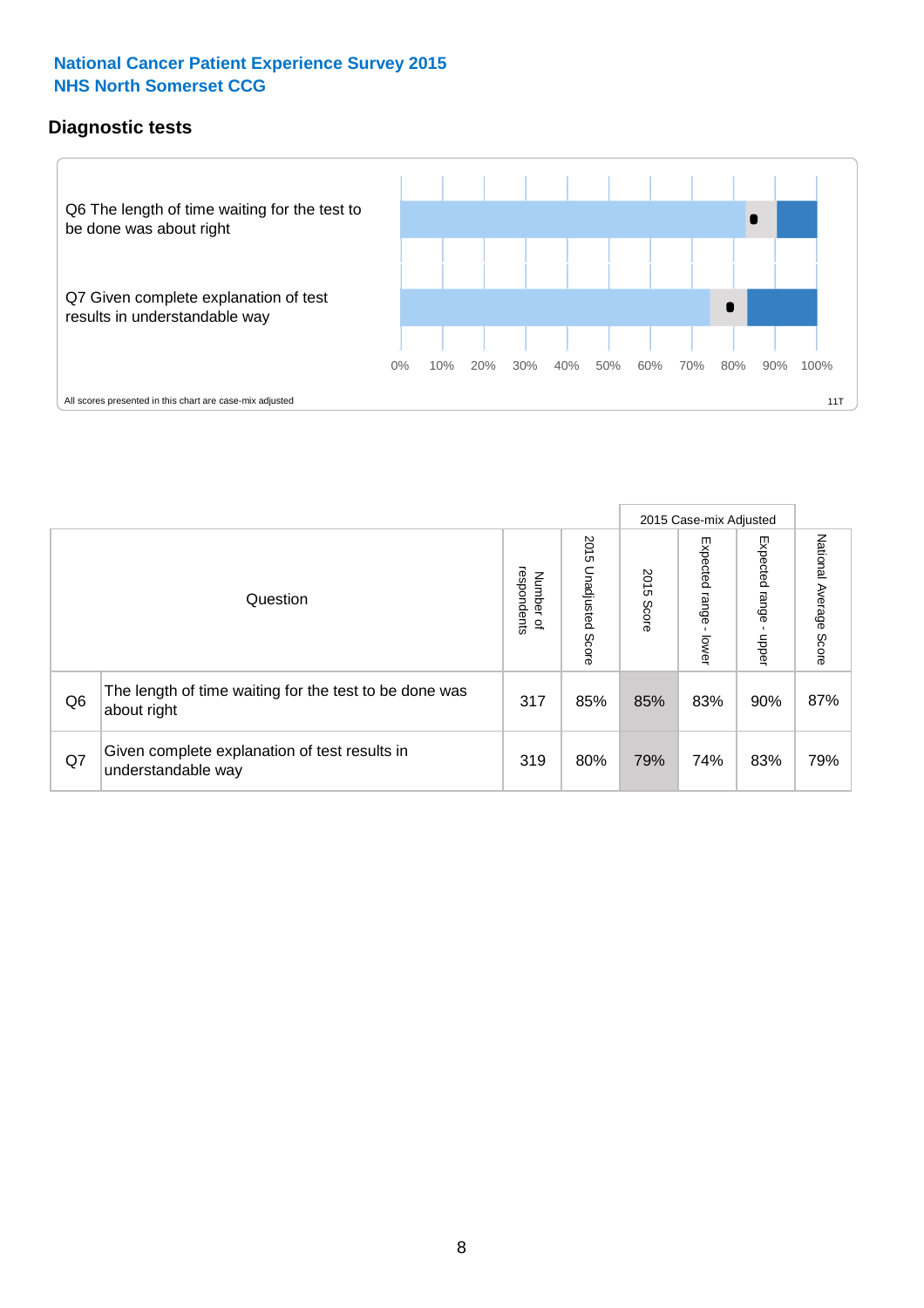# National Cancer Patient Experience Survey 2015
## NHS North Somerset CCG

### Diagnostic tests

Q6 The length of time waiting for the test to be done was about right

Q7 Given complete explanation of test results in understandable way

0% 10% 20% 30% 40% 50% 60% 70% 80% 90% 100%

All scores presented in this chart are case-mix adjusted

11T

| | Question | Number of respondents | 2015 Unadjusted Score | 2015 Case-mix Adjusted: 2015 Score | 2015 Case-mix Adjusted: Expected range - lower | 2015 Case-mix Adjusted: Expected range - upper | National Average Score |
|---|---|---|---|---|---|---|---|
| Q6 | The length of time waiting for the test to be done was about right | 317 | 85% | 85% | 83% | 90% | 87% |
| Q7 | Given complete explanation of test results in understandable way | 319 | 80% | 79% | 74% | 83% | 79% |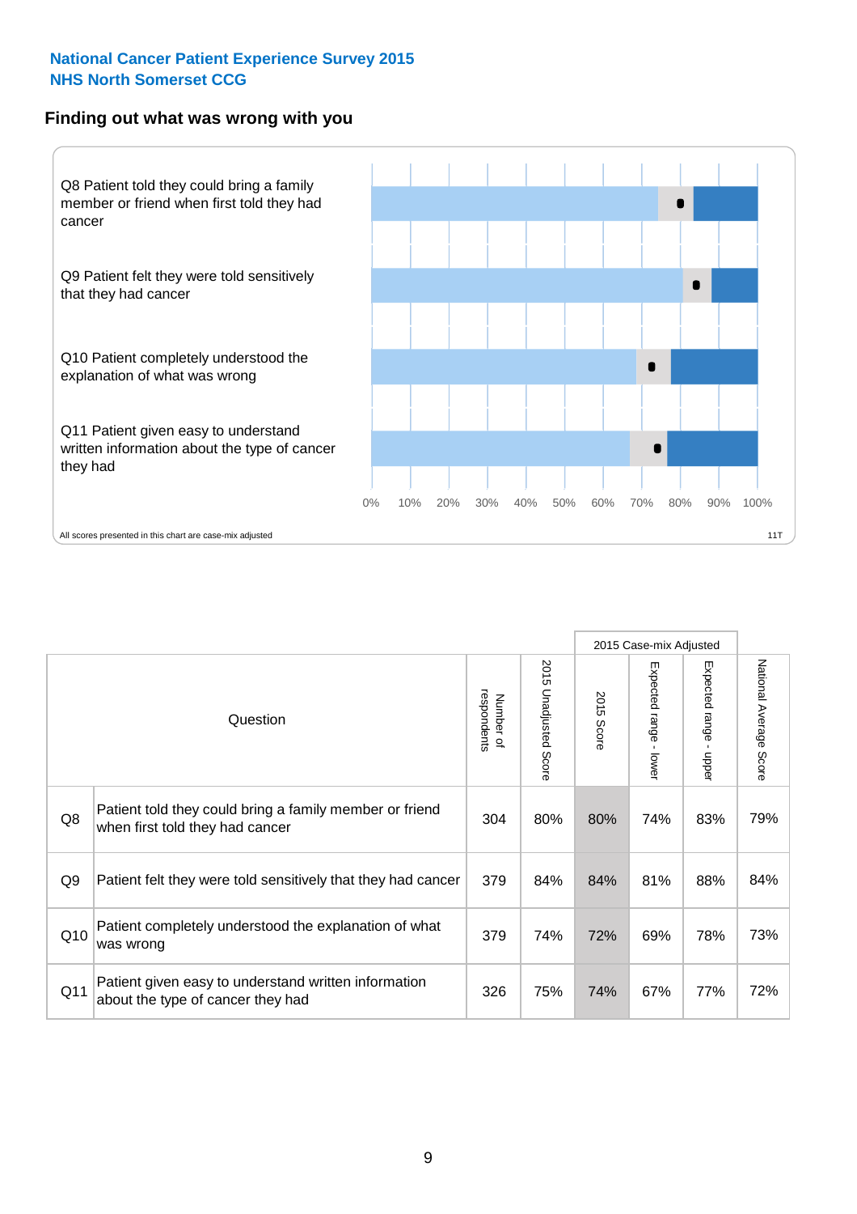**National Cancer Patient Experience Survey 2015**
**NHS North Somerset CCG**

## Finding out what was wrong with you

Q8 Patient told they could bring a family member or friend when first told they had cancer

Q9 Patient felt they were told sensitively that they had cancer

Q10 Patient completely understood the explanation of what was wrong

Q11 Patient given easy to understand written information about the type of cancer they had

0% 10% 20% 30% 40% 50% 60% 70% 80% 90% 100%

All scores presented in this chart are case-mix adjusted

11T

| | Question | Number of respondents | 2015 Unadjusted Score | 2015 Case-mix Adjusted | | | National Average Score |
|---|---|---|---|---|---|---|---|
| | | | | 2015 Score | Expected range - lower | Expected range - upper | |
| Q8 | Patient told they could bring a family member or friend when first told they had cancer | 304 | 80% | 80% | 74% | 83% | 79% |
| Q9 | Patient felt they were told sensitively that they had cancer | 379 | 84% | 84% | 81% | 88% | 84% |
| Q10 | Patient completely understood the explanation of what was wrong | 379 | 74% | 72% | 69% | 78% | 73% |
| Q11 | Patient given easy to understand written information about the type of cancer they had | 326 | 75% | 74% | 67% | 77% | 72% |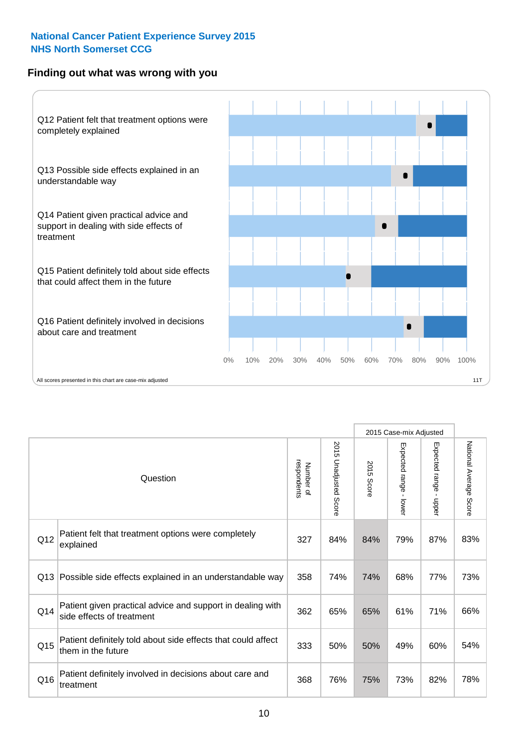**National Cancer Patient Experience Survey 2015**
**NHS North Somerset CCG**

## Finding out what was wrong with you

Q12 Patient felt that treatment options were completely explained

Q13 Possible side effects explained in an understandable way

Q14 Patient given practical advice and support in dealing with side effects of treatment

Q15 Patient definitely told about side effects that could affect them in the future

Q16 Patient definitely involved in decisions about care and treatment

0% 10% 20% 30% 40% 50% 60% 70% 80% 90% 100%

All scores presented in this chart are case-mix adjusted

11T

| | Question | Number of respondents | 2015 Unadjusted Score | 2015 Case-mix Adjusted: 2015 Score | 2015 Case-mix Adjusted: Expected range - lower | 2015 Case-mix Adjusted: Expected range - upper | National Average Score |
|---|---|---|---|---|---|---|---|
| Q12 | Patient felt that treatment options were completely explained | 327 | 84% | 84% | 79% | 87% | 83% |
| Q13 | Possible side effects explained in an understandable way | 358 | 74% | 74% | 68% | 77% | 73% |
| Q14 | Patient given practical advice and support in dealing with side effects of treatment | 362 | 65% | 65% | 61% | 71% | 66% |
| Q15 | Patient definitely told about side effects that could affect them in the future | 333 | 50% | 50% | 49% | 60% | 54% |
| Q16 | Patient definitely involved in decisions about care and treatment | 368 | 76% | 75% | 73% | 82% | 78% |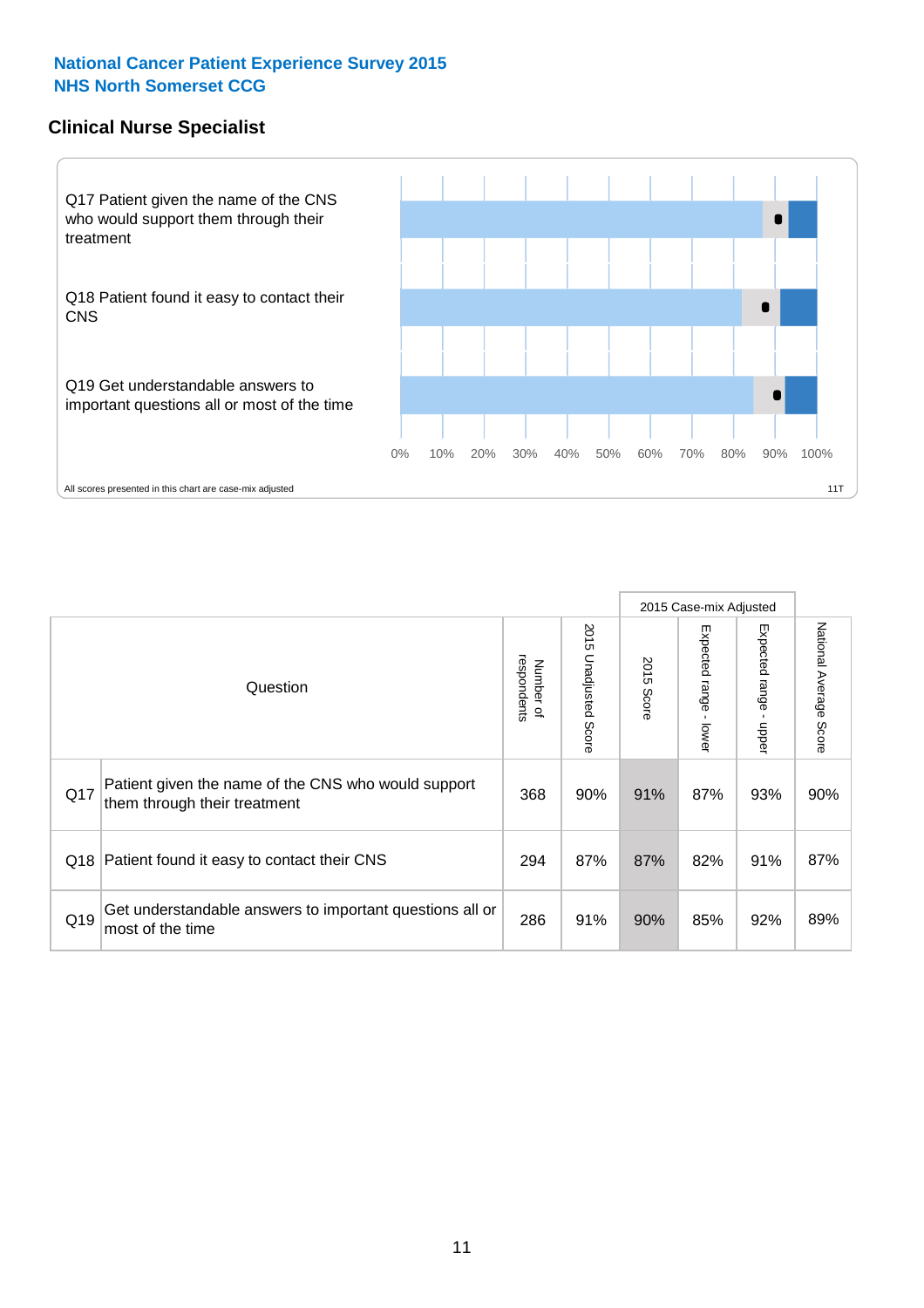**National Cancer Patient Experience Survey 2015**
**NHS North Somerset CCG**

## Clinical Nurse Specialist

Q17 Patient given the name of the CNS who would support them through their treatment

Q18 Patient found it easy to contact their CNS

Q19 Get understandable answers to important questions all or most of the time

0% 10% 20% 30% 40% 50% 60% 70% 80% 90% 100%

All scores presented in this chart are case-mix adjusted

11T

| | Question | Number of respondents | 2015 Unadjusted Score | 2015 Case-mix Adjusted: 2015 Score | 2015 Case-mix Adjusted: Expected range - lower | 2015 Case-mix Adjusted: Expected range - upper | National Average Score |
|---|---|---|---|---|---|---|---|
| Q17 | Patient given the name of the CNS who would support them through their treatment | 368 | 90% | 91% | 87% | 93% | 90% |
| Q18 | Patient found it easy to contact their CNS | 294 | 87% | 87% | 82% | 91% | 87% |
| Q19 | Get understandable answers to important questions all or most of the time | 286 | 91% | 90% | 85% | 92% | 89% |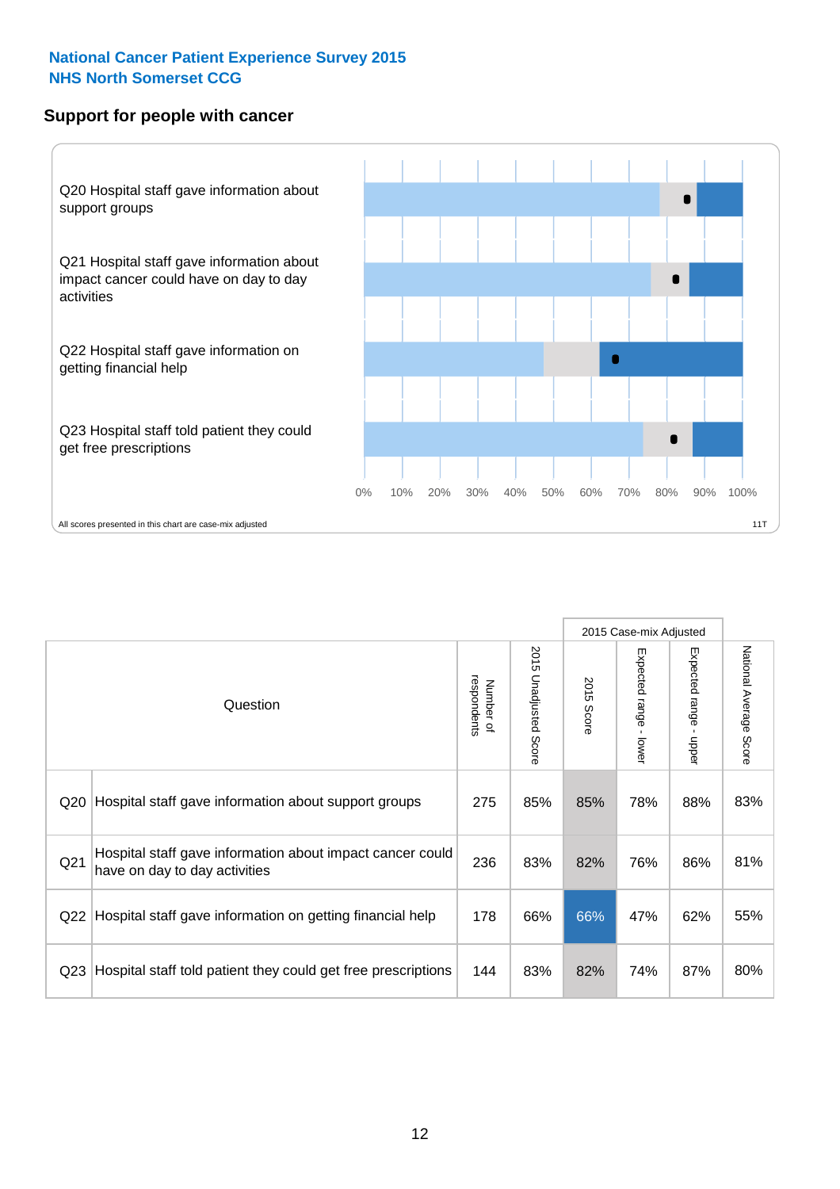**National Cancer Patient Experience Survey 2015**
**NHS North Somerset CCG**

## Support for people with cancer

Q20 Hospital staff gave information about support groups

Q21 Hospital staff gave information about impact cancer could have on day to day activities

Q22 Hospital staff gave information on getting financial help

Q23 Hospital staff told patient they could get free prescriptions

0% 10% 20% 30% 40% 50% 60% 70% 80% 90% 100%

All scores presented in this chart are case-mix adjusted

11T

| Question | | Number of respondents | 2015 Unadjusted Score | 2015 Case-mix Adjusted | | | National Average Score |
|---|---|---|---|---|---|---|---|
| | | | | 2015 Score | Expected range - lower | Expected range - upper | |
| Q20 | Hospital staff gave information about support groups | 275 | 85% | 85% | 78% | 88% | 83% |
| Q21 | Hospital staff gave information about impact cancer could have on day to day activities | 236 | 83% | 82% | 76% | 86% | 81% |
| Q22 | Hospital staff gave information on getting financial help | 178 | 66% | 66% | 47% | 62% | 55% |
| Q23 | Hospital staff told patient they could get free prescriptions | 144 | 83% | 82% | 74% | 87% | 80% |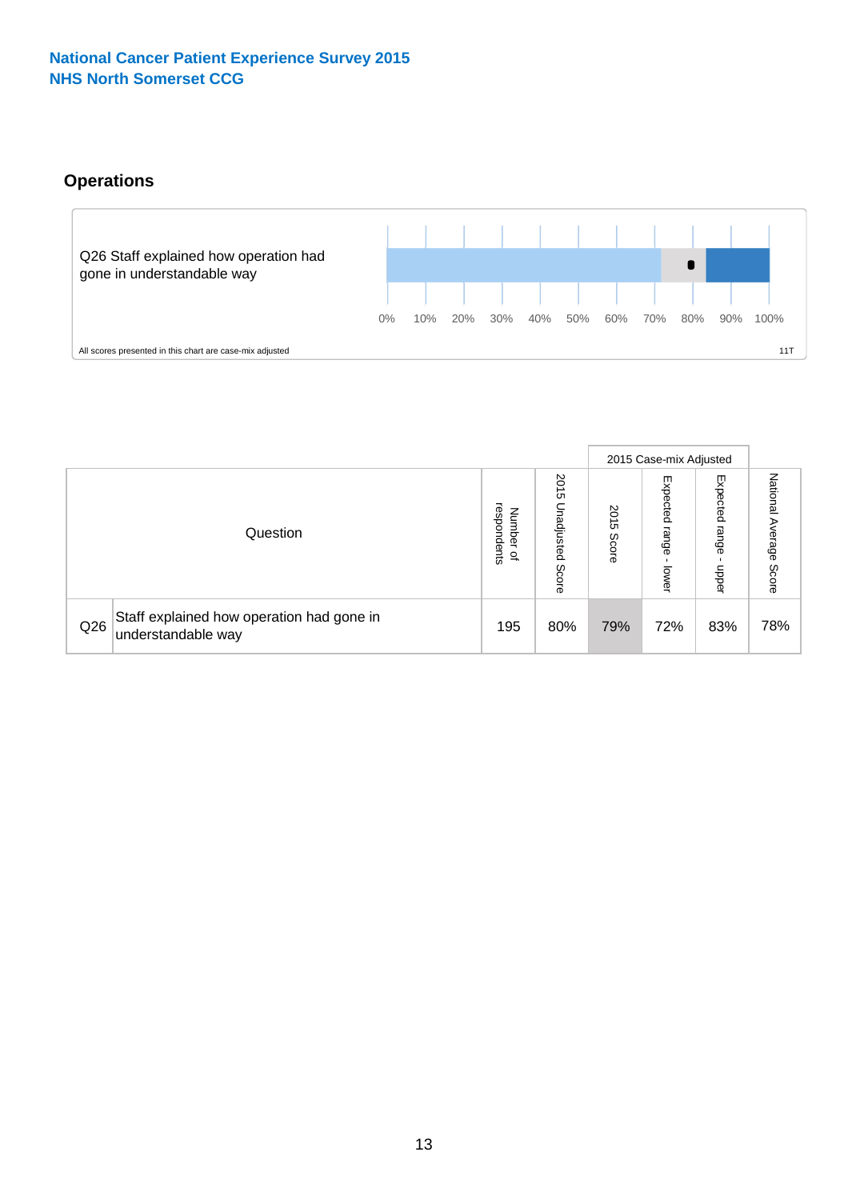National Cancer Patient Experience Survey 2015
NHS North Somerset CCG

## Operations

Q26 Staff explained how operation had gone in understandable way

0% 10% 20% 30% 40% 50% 60% 70% 80% 90% 100%

All scores presented in this chart are case-mix adjusted

11T

| | Question | Number of respondents | 2015 Unadjusted Score | 2015 Case-mix Adjusted | | | National Average Score |
|---|---|---|---|---|---|---|---|
| | | | | 2015 Score | Expected range - lower | Expected range - upper | |
| Q26 | Staff explained how operation had gone in understandable way | 195 | 80% | 79% | 72% | 83% | 78% |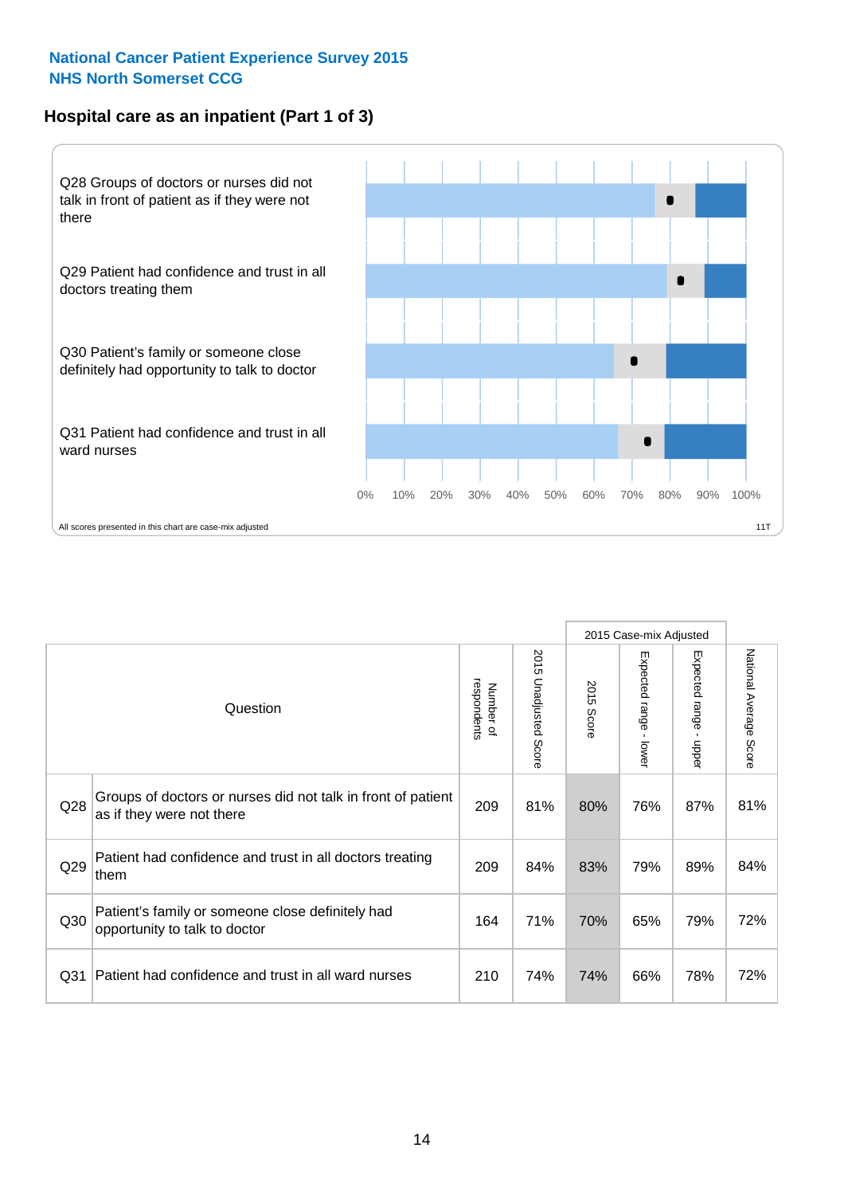**National Cancer Patient Experience Survey 2015**
**NHS North Somerset CCG**

## Hospital care as an inpatient (Part 1 of 3)

Q28 Groups of doctors or nurses did not talk in front of patient as if they were not there

Q29 Patient had confidence and trust in all doctors treating them

Q30 Patient's family or someone close definitely had opportunity to talk to doctor

Q31 Patient had confidence and trust in all ward nurses

0% 10% 20% 30% 40% 50% 60% 70% 80% 90% 100%

All scores presented in this chart are case-mix adjusted

11T

| Question | | Number of respondents | 2015 Unadjusted Score | 2015 Case-mix Adjusted: 2015 Score | 2015 Case-mix Adjusted: Expected range - lower | 2015 Case-mix Adjusted: Expected range - upper | National Average Score |
|---|---|---|---|---|---|---|---|
| Q28 | Groups of doctors or nurses did not talk in front of patient as if they were not there | 209 | 81% | 80% | 76% | 87% | 81% |
| Q29 | Patient had confidence and trust in all doctors treating them | 209 | 84% | 83% | 79% | 89% | 84% |
| Q30 | Patient's family or someone close definitely had opportunity to talk to doctor | 164 | 71% | 70% | 65% | 79% | 72% |
| Q31 | Patient had confidence and trust in all ward nurses | 210 | 74% | 74% | 66% | 78% | 72% |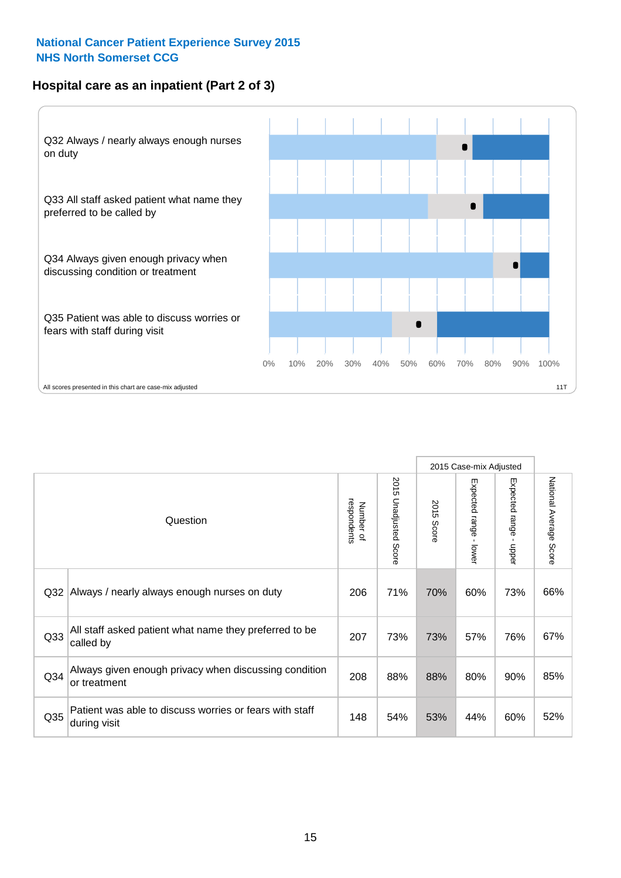**National Cancer Patient Experience Survey 2015**
**NHS North Somerset CCG**

### Hospital care as an inpatient (Part 2 of 3)

Q32 Always / nearly always enough nurses on duty

Q33 All staff asked patient what name they preferred to be called by

Q34 Always given enough privacy when discussing condition or treatment

Q35 Patient was able to discuss worries or fears with staff during visit

0% 10% 20% 30% 40% 50% 60% 70% 80% 90% 100%

All scores presented in this chart are case-mix adjusted

11T

| Question | | Number of respondents | 2015 Unadjusted Score | 2015 Case-mix Adjusted: 2015 Score | 2015 Case-mix Adjusted: Expected range - lower | 2015 Case-mix Adjusted: Expected range - upper | National Average Score |
|---|---|---|---|---|---|---|---|
| Q32 | Always / nearly always enough nurses on duty | 206 | 71% | 70% | 60% | 73% | 66% |
| Q33 | All staff asked patient what name they preferred to be called by | 207 | 73% | 73% | 57% | 76% | 67% |
| Q34 | Always given enough privacy when discussing condition or treatment | 208 | 88% | 88% | 80% | 90% | 85% |
| Q35 | Patient was able to discuss worries or fears with staff during visit | 148 | 54% | 53% | 44% | 60% | 52% |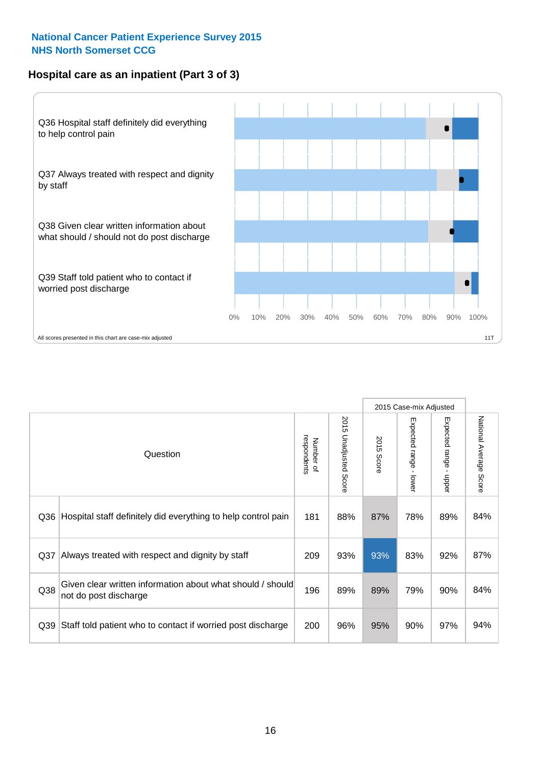**National Cancer Patient Experience Survey 2015**
**NHS North Somerset CCG**

## Hospital care as an inpatient (Part 3 of 3)

Q36 Hospital staff definitely did everything to help control pain

Q37 Always treated with respect and dignity by staff

Q38 Given clear written information about what should / should not do post discharge

Q39 Staff told patient who to contact if worried post discharge

0% 10% 20% 30% 40% 50% 60% 70% 80% 90% 100%

All scores presented in this chart are case-mix adjusted

11T

| | Question | Number of respondents | 2015 Unadjusted Score | 2015 Case-mix Adjusted: 2015 Score | 2015 Case-mix Adjusted: Expected range - lower | 2015 Case-mix Adjusted: Expected range - upper | National Average Score |
|---|---|---|---|---|---|---|---|
| Q36 | Hospital staff definitely did everything to help control pain | 181 | 88% | 87% | 78% | 89% | 84% |
| Q37 | Always treated with respect and dignity by staff | 209 | 93% | 93% | 83% | 92% | 87% |
| Q38 | Given clear written information about what should / should not do post discharge | 196 | 89% | 89% | 79% | 90% | 84% |
| Q39 | Staff told patient who to contact if worried post discharge | 200 | 96% | 95% | 90% | 97% | 94% |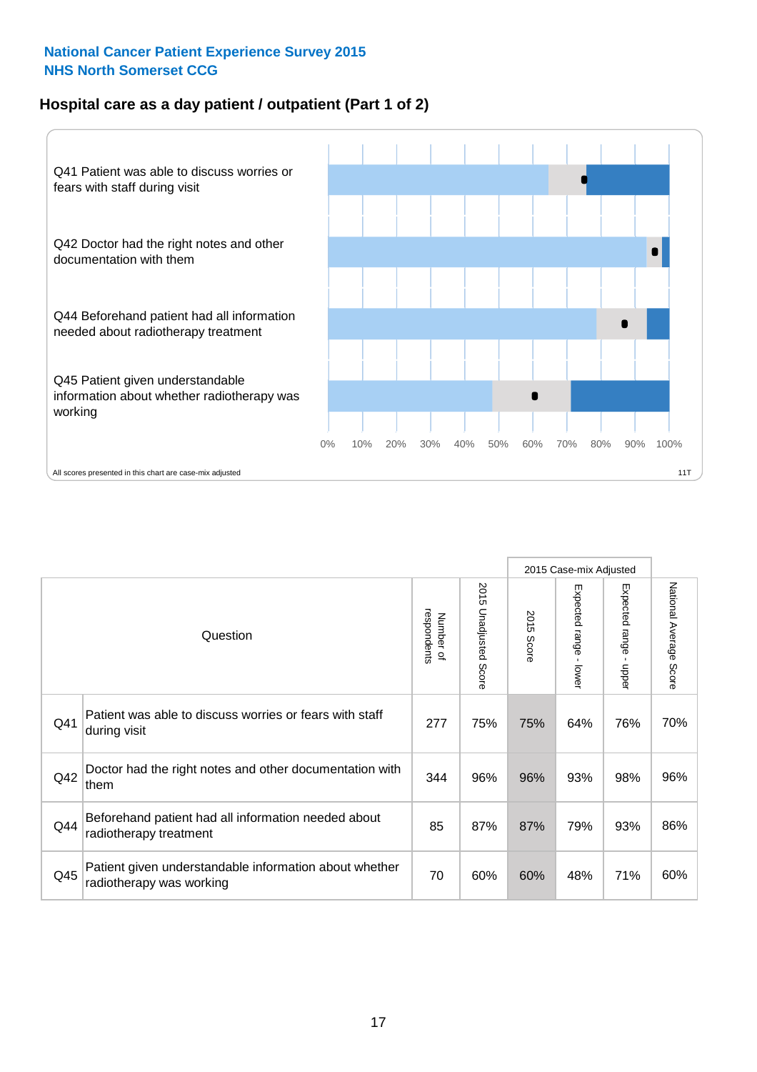National Cancer Patient Experience Survey 2015
NHS North Somerset CCG

## Hospital care as a day patient / outpatient (Part 1 of 2)

Q41 Patient was able to discuss worries or fears with staff during visit

Q42 Doctor had the right notes and other documentation with them

Q44 Beforehand patient had all information needed about radiotherapy treatment

Q45 Patient given understandable information about whether radiotherapy was working

0% 10% 20% 30% 40% 50% 60% 70% 80% 90% 100%

All scores presented in this chart are case-mix adjusted

11T

| | Question | Number of respondents | 2015 Unadjusted Score | 2015 Case-mix Adjusted | | | National Average Score |
|---|---|---|---|---|---|---|---|
| | | | | 2015 Score | Expected range - lower | Expected range - upper | |
| Q41 | Patient was able to discuss worries or fears with staff during visit | 277 | 75% | 75% | 64% | 76% | 70% |
| Q42 | Doctor had the right notes and other documentation with them | 344 | 96% | 96% | 93% | 98% | 96% |
| Q44 | Beforehand patient had all information needed about radiotherapy treatment | 85 | 87% | 87% | 79% | 93% | 86% |
| Q45 | Patient given understandable information about whether radiotherapy was working | 70 | 60% | 60% | 48% | 71% | 60% |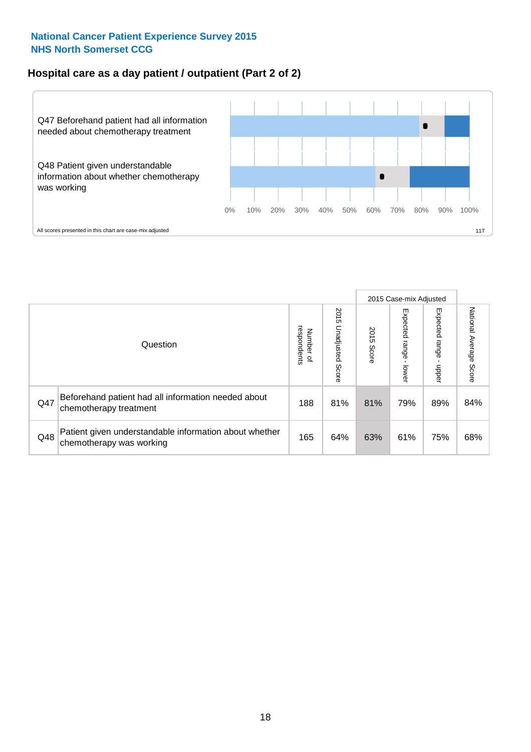National Cancer Patient Experience Survey 2015
NHS North Somerset CCG

## Hospital care as a day patient / outpatient (Part 2 of 2)

Q47 Beforehand patient had all information needed about chemotherapy treatment

Q48 Patient given understandable information about whether chemotherapy was working

0% 10% 20% 30% 40% 50% 60% 70% 80% 90% 100%

All scores presented in this chart are case-mix adjusted

11T

| Question | | Number of respondents | 2015 Unadjusted Score | 2015 Case-mix Adjusted: 2015 Score | 2015 Case-mix Adjusted: Expected range - lower | 2015 Case-mix Adjusted: Expected range - upper | National Average Score |
|---|---|---|---|---|---|---|---|
| Q47 | Beforehand patient had all information needed about chemotherapy treatment | 188 | 81% | 81% | 79% | 89% | 84% |
| Q48 | Patient given understandable information about whether chemotherapy was working | 165 | 64% | 63% | 61% | 75% | 68% |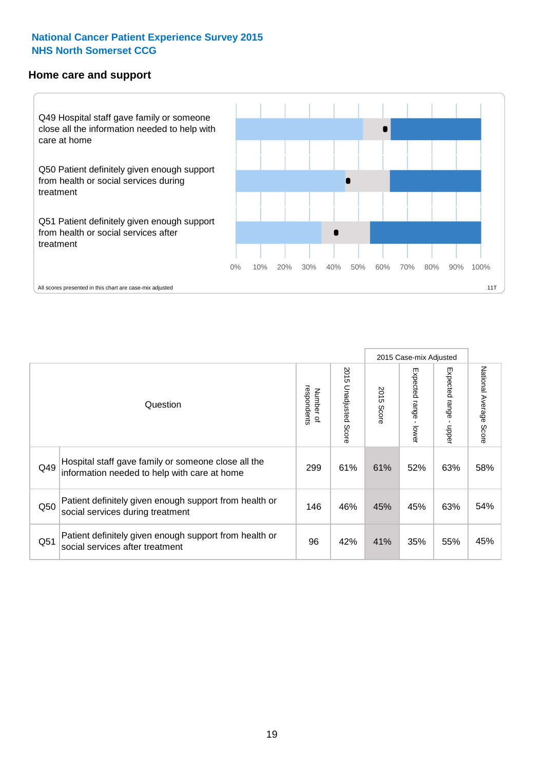National Cancer Patient Experience Survey 2015
NHS North Somerset CCG

## Home care and support

Q49 Hospital staff gave family or someone close all the information needed to help with care at home

Q50 Patient definitely given enough support from health or social services during treatment

Q51 Patient definitely given enough support from health or social services after treatment

0% 10% 20% 30% 40% 50% 60% 70% 80% 90% 100%

All scores presented in this chart are case-mix adjusted

11T

| Question | | Number of respondents | 2015 Unadjusted Score | 2015 Case-mix Adjusted: 2015 Score | 2015 Case-mix Adjusted: Expected range - lower | 2015 Case-mix Adjusted: Expected range - upper | National Average Score |
|---|---|---|---|---|---|---|---|
| Q49 | Hospital staff gave family or someone close all the information needed to help with care at home | 299 | 61% | 61% | 52% | 63% | 58% |
| Q50 | Patient definitely given enough support from health or social services during treatment | 146 | 46% | 45% | 45% | 63% | 54% |
| Q51 | Patient definitely given enough support from health or social services after treatment | 96 | 42% | 41% | 35% | 55% | 45% |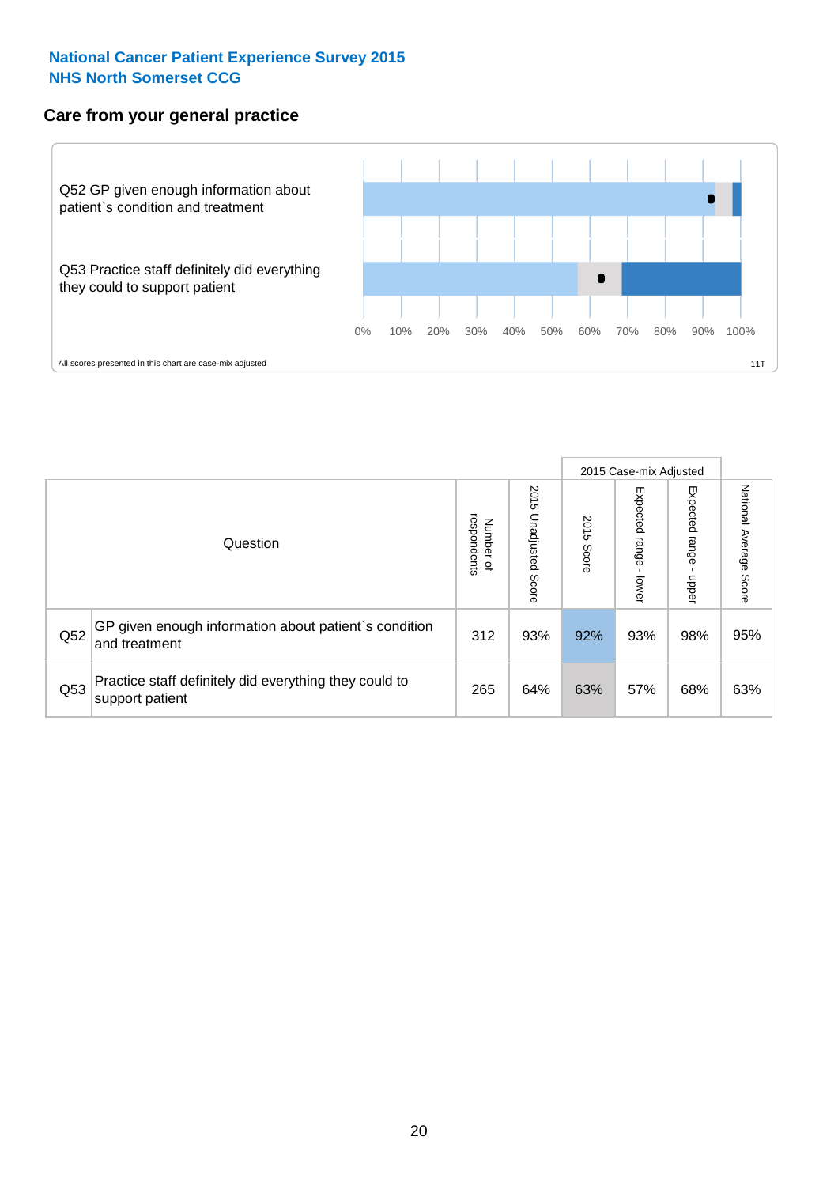National Cancer Patient Experience Survey 2015
NHS North Somerset CCG

## Care from your general practice

Q52 GP given enough information about patient`s condition and treatment

Q53 Practice staff definitely did everything they could to support patient

0% 10% 20% 30% 40% 50% 60% 70% 80% 90% 100%

All scores presented in this chart are case-mix adjusted

11T

| | Question | Number of respondents | 2015 Unadjusted Score | 2015 Case-mix Adjusted: 2015 Score | 2015 Case-mix Adjusted: Expected range - lower | 2015 Case-mix Adjusted: Expected range - upper | National Average Score |
|---|---|---|---|---|---|---|---|
| Q52 | GP given enough information about patient`s condition and treatment | 312 | 93% | 92% | 93% | 98% | 95% |
| Q53 | Practice staff definitely did everything they could to support patient | 265 | 64% | 63% | 57% | 68% | 63% |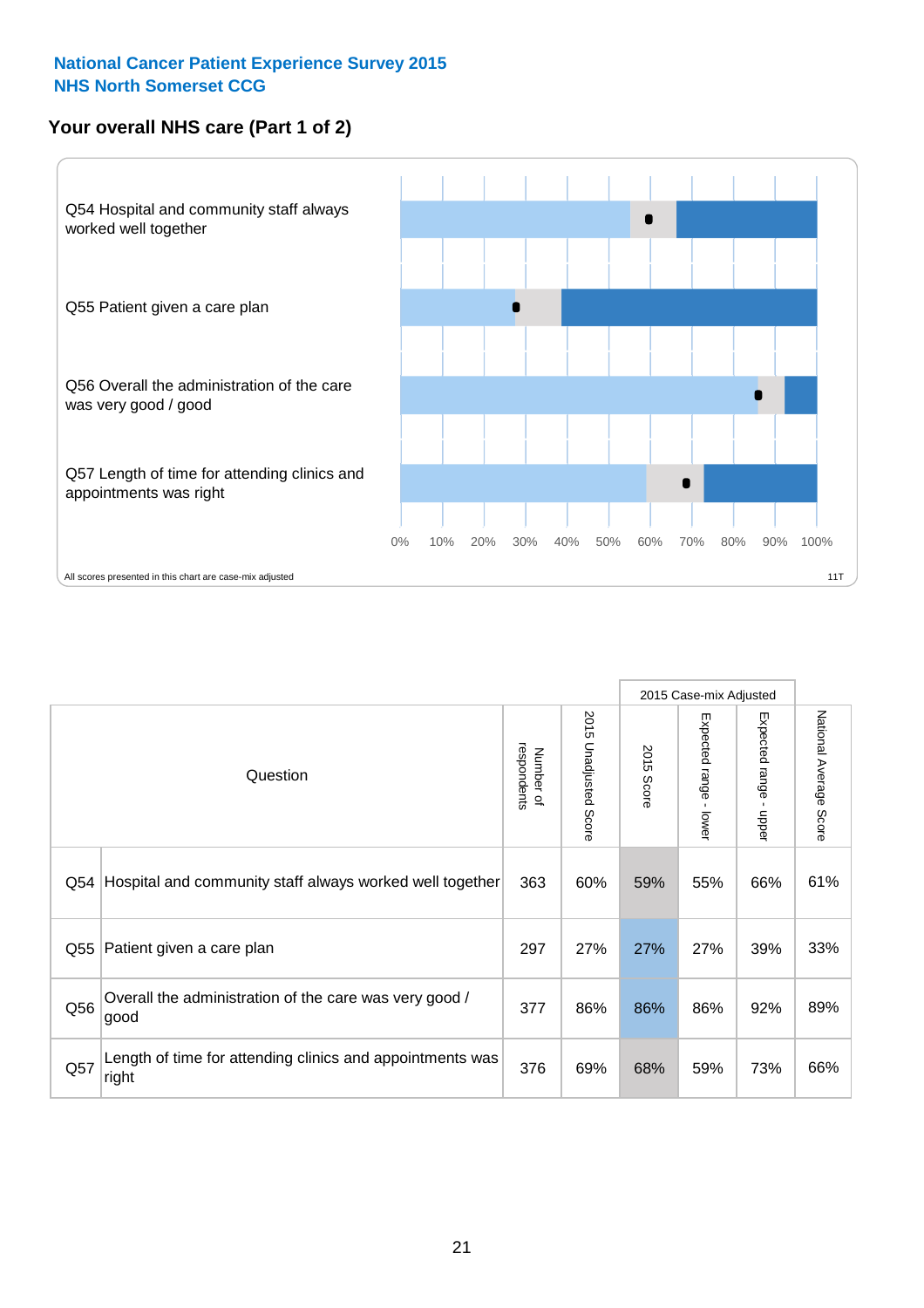**National Cancer Patient Experience Survey 2015**
**NHS North Somerset CCG**

## Your overall NHS care (Part 1 of 2)

Q54 Hospital and community staff always worked well together

Q55 Patient given a care plan

Q56 Overall the administration of the care was very good / good

Q57 Length of time for attending clinics and appointments was right

0% 10% 20% 30% 40% 50% 60% 70% 80% 90% 100%

All scores presented in this chart are case-mix adjusted

11T

| | Question | Number of respondents | 2015 Unadjusted Score | 2015 Case-mix Adjusted 2015 Score | 2015 Case-mix Adjusted Expected range - lower | 2015 Case-mix Adjusted Expected range - upper | National Average Score |
|---|---|---|---|---|---|---|---|
| Q54 | Hospital and community staff always worked well together | 363 | 60% | 59% | 55% | 66% | 61% |
| Q55 | Patient given a care plan | 297 | 27% | 27% | 27% | 39% | 33% |
| Q56 | Overall the administration of the care was very good / good | 377 | 86% | 86% | 86% | 92% | 89% |
| Q57 | Length of time for attending clinics and appointments was right | 376 | 69% | 68% | 59% | 73% | 66% |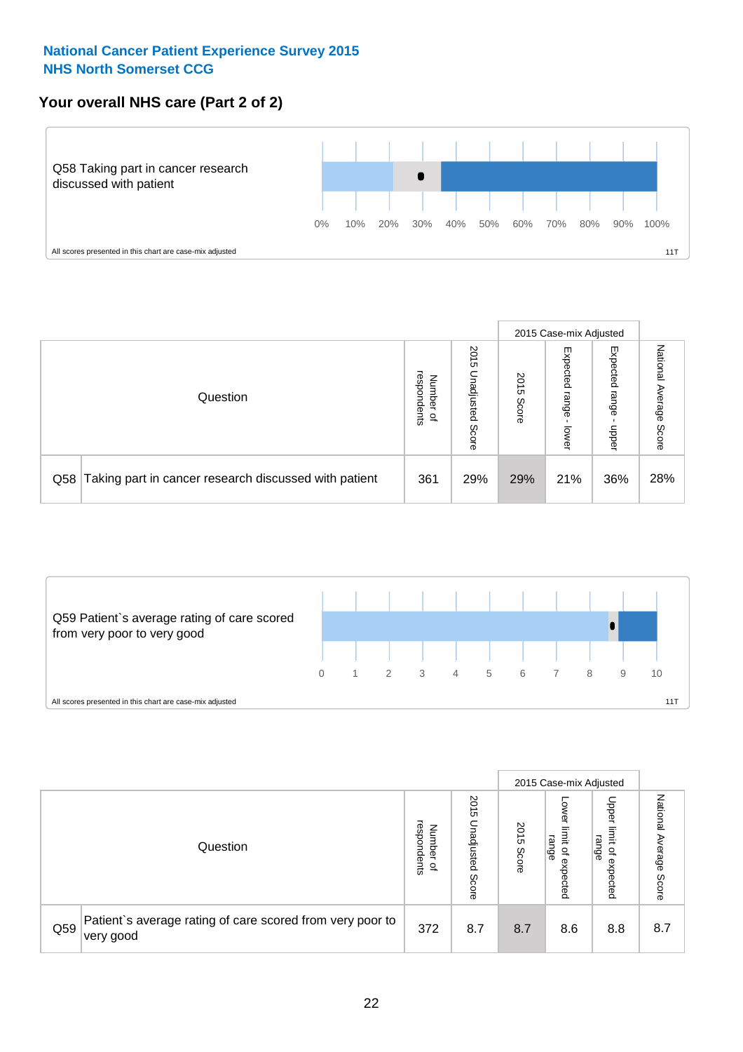National Cancer Patient Experience Survey 2015
NHS North Somerset CCG

## Your overall NHS care (Part 2 of 2)

Q58 Taking part in cancer research discussed with patient

0% 10% 20% 30% 40% 50% 60% 70% 80% 90% 100%

All scores presented in this chart are case-mix adjusted

11T

| Question | | Number of respondents | 2015 Unadjusted Score | 2015 Case-mix Adjusted | | | National Average Score |
|---|---|---|---|---|---|---|---|
| | | | | 2015 Score | Expected range - lower | Expected range - upper | |
| Q58 | Taking part in cancer research discussed with patient | 361 | 29% | 29% | 21% | 36% | 28% |

Q59 Patient`s average rating of care scored from very poor to very good

0 1 2 3 4 5 6 7 8 9 10

All scores presented in this chart are case-mix adjusted

11T

| Question | | Number of respondents | 2015 Unadjusted Score | 2015 Case-mix Adjusted | | | National Average Score |
|---|---|---|---|---|---|---|---|
| | | | | 2015 Score | Lower limit of expected range | Upper limit of expected range | |
| Q59 | Patient`s average rating of care scored from very poor to very good | 372 | 8.7 | 8.7 | 8.6 | 8.8 | 8.7 |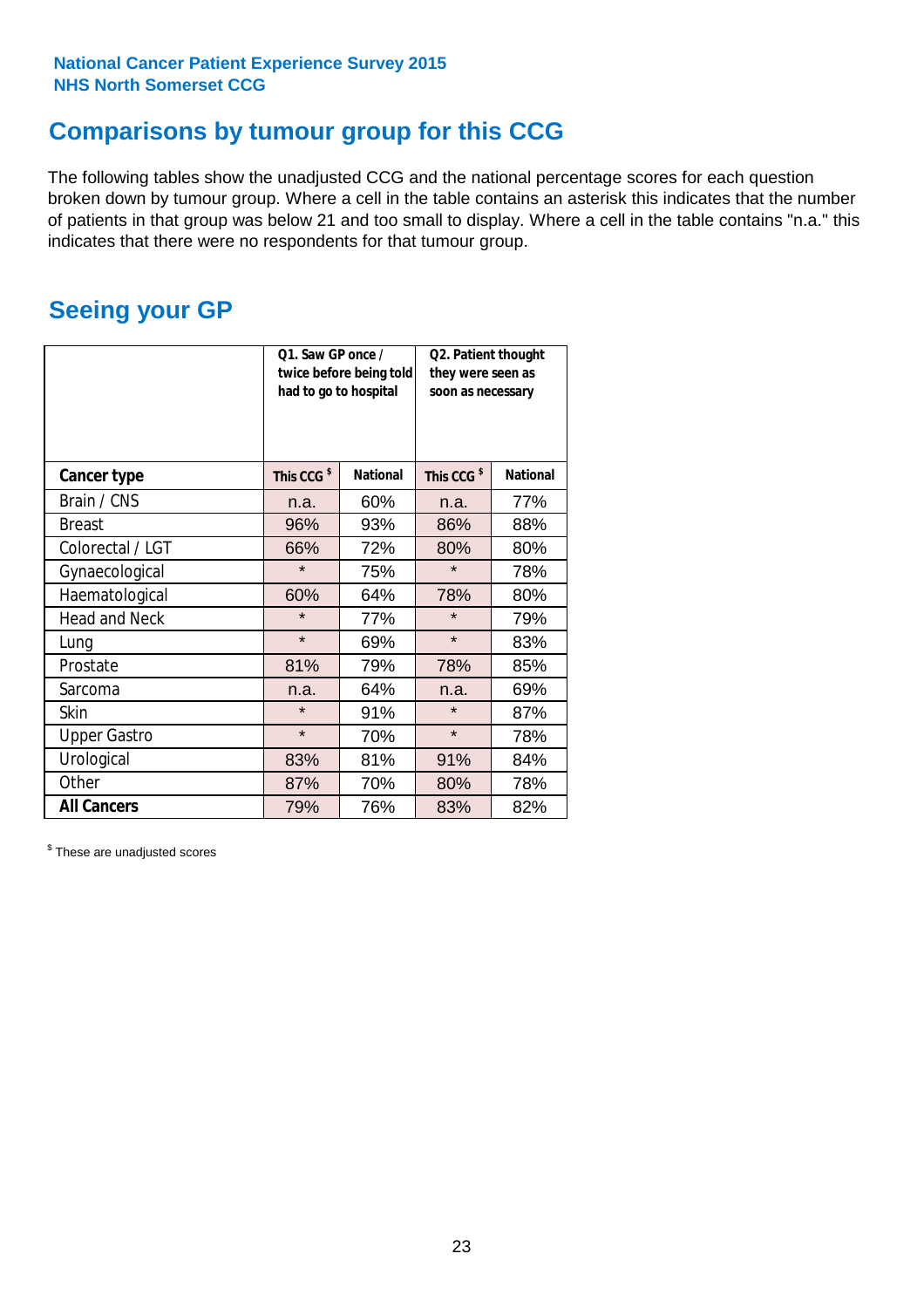National Cancer Patient Experience Survey 2015
NHS North Somerset CCG

## Comparisons by tumour group for this CCG

The following tables show the unadjusted CCG and the national percentage scores for each question broken down by tumour group. Where a cell in the table contains an asterisk this indicates that the number of patients in that group was below 21 and too small to display. Where a cell in the table contains "n.a." this indicates that there were no respondents for that tumour group.

## Seeing your GP

| | Q1. Saw GP once / twice before being told had to go to hospital | | Q2. Patient thought they were seen as soon as necessary | |
|---|---|---|---|---|
| **Cancer type** | This CCG $ | National | This CCG $ | National |
| Brain / CNS | n.a. | 60% | n.a. | 77% |
| Breast | 96% | 93% | 86% | 88% |
| Colorectal / LGT | 66% | 72% | 80% | 80% |
| Gynaecological | * | 75% | * | 78% |
| Haematological | 60% | 64% | 78% | 80% |
| Head and Neck | * | 77% | * | 79% |
| Lung | * | 69% | * | 83% |
| Prostate | 81% | 79% | 78% | 85% |
| Sarcoma | n.a. | 64% | n.a. | 69% |
| Skin | * | 91% | * | 87% |
| Upper Gastro | * | 70% | * | 78% |
| Urological | 83% | 81% | 91% | 84% |
| Other | 87% | 70% | 80% | 78% |
| **All Cancers** | 79% | 76% | 83% | 82% |

$ These are unadjusted scores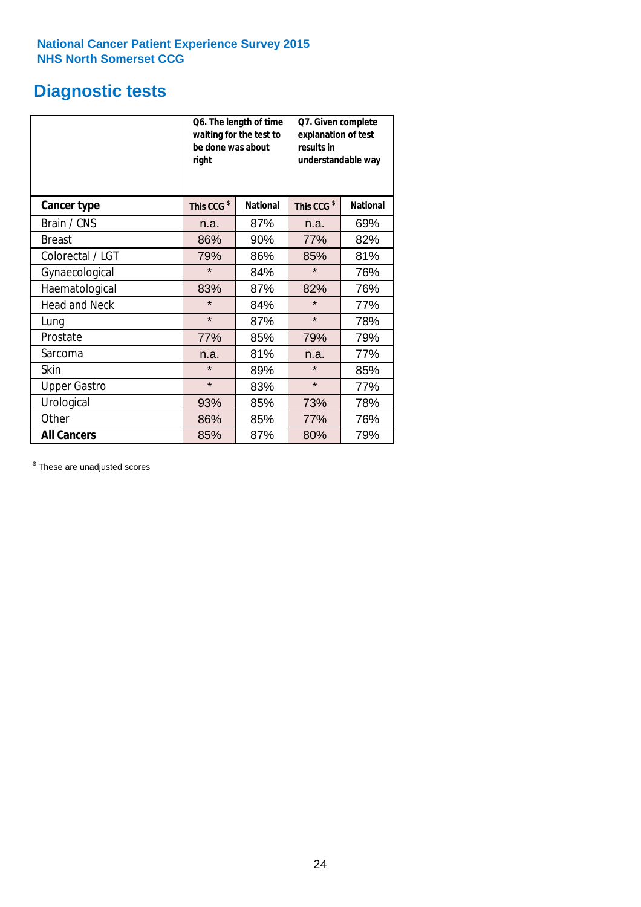**National Cancer Patient Experience Survey 2015**
**NHS North Somerset CCG**

## Diagnostic tests

| | Q6. The length of time waiting for the test to be done was about right | | Q7. Given complete explanation of test results in understandable way | |
|---|---|---|---|---|
| **Cancer type** | **This CCG $** | **National** | **This CCG $** | **National** |
| Brain / CNS | n.a. | 87% | n.a. | 69% |
| Breast | 86% | 90% | 77% | 82% |
| Colorectal / LGT | 79% | 86% | 85% | 81% |
| Gynaecological | * | 84% | * | 76% |
| Haematological | 83% | 87% | 82% | 76% |
| Head and Neck | * | 84% | * | 77% |
| Lung | * | 87% | * | 78% |
| Prostate | 77% | 85% | 79% | 79% |
| Sarcoma | n.a. | 81% | n.a. | 77% |
| Skin | * | 89% | * | 85% |
| Upper Gastro | * | 83% | * | 77% |
| Urological | 93% | 85% | 73% | 78% |
| Other | 86% | 85% | 77% | 76% |
| **All Cancers** | 85% | 87% | 80% | 79% |

$ These are unadjusted scores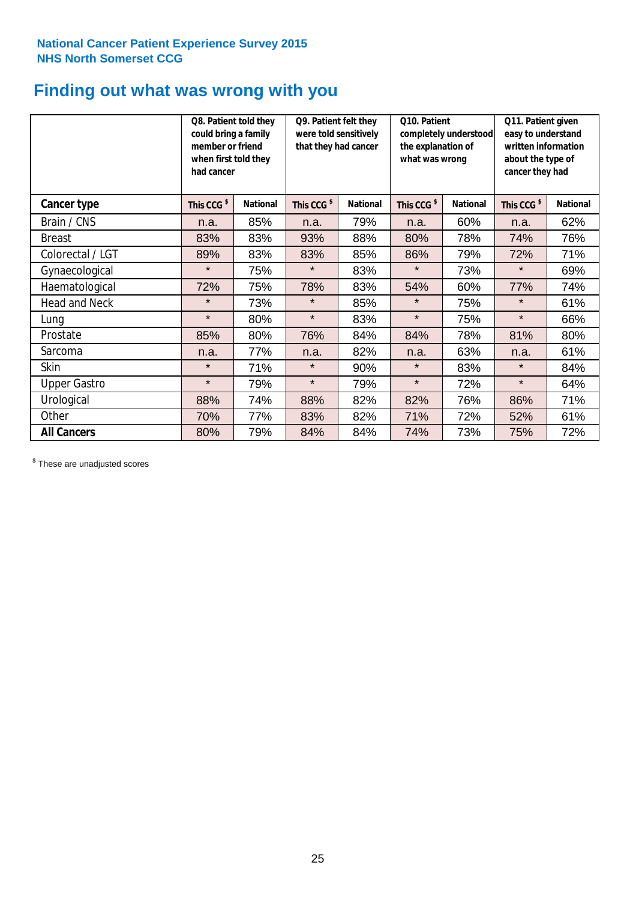National Cancer Patient Experience Survey 2015
NHS North Somerset CCG

# Finding out what was wrong with you

| | Q8. Patient told they could bring a family member or friend when first told they had cancer | | Q9. Patient felt they were told sensitively that they had cancer | | Q10. Patient completely understood the explanation of what was wrong | | Q11. Patient given easy to understand written information about the type of cancer they had | |
|---|---|---|---|---|---|---|---|---|
| **Cancer type** | This CCG $ | National | This CCG $ | National | This CCG $ | National | This CCG $ | National |
| Brain / CNS | n.a. | 85% | n.a. | 79% | n.a. | 60% | n.a. | 62% |
| Breast | 83% | 83% | 93% | 88% | 80% | 78% | 74% | 76% |
| Colorectal / LGT | 89% | 83% | 83% | 85% | 86% | 79% | 72% | 71% |
| Gynaecological | * | 75% | * | 83% | * | 73% | * | 69% |
| Haematological | 72% | 75% | 78% | 83% | 54% | 60% | 77% | 74% |
| Head and Neck | * | 73% | * | 85% | * | 75% | * | 61% |
| Lung | * | 80% | * | 83% | * | 75% | * | 66% |
| Prostate | 85% | 80% | 76% | 84% | 84% | 78% | 81% | 80% |
| Sarcoma | n.a. | 77% | n.a. | 82% | n.a. | 63% | n.a. | 61% |
| Skin | * | 71% | * | 90% | * | 83% | * | 84% |
| Upper Gastro | * | 79% | * | 79% | * | 72% | * | 64% |
| Urological | 88% | 74% | 88% | 82% | 82% | 76% | 86% | 71% |
| Other | 70% | 77% | 83% | 82% | 71% | 72% | 52% | 61% |
| **All Cancers** | 80% | 79% | 84% | 84% | 74% | 73% | 75% | 72% |

$ These are unadjusted scores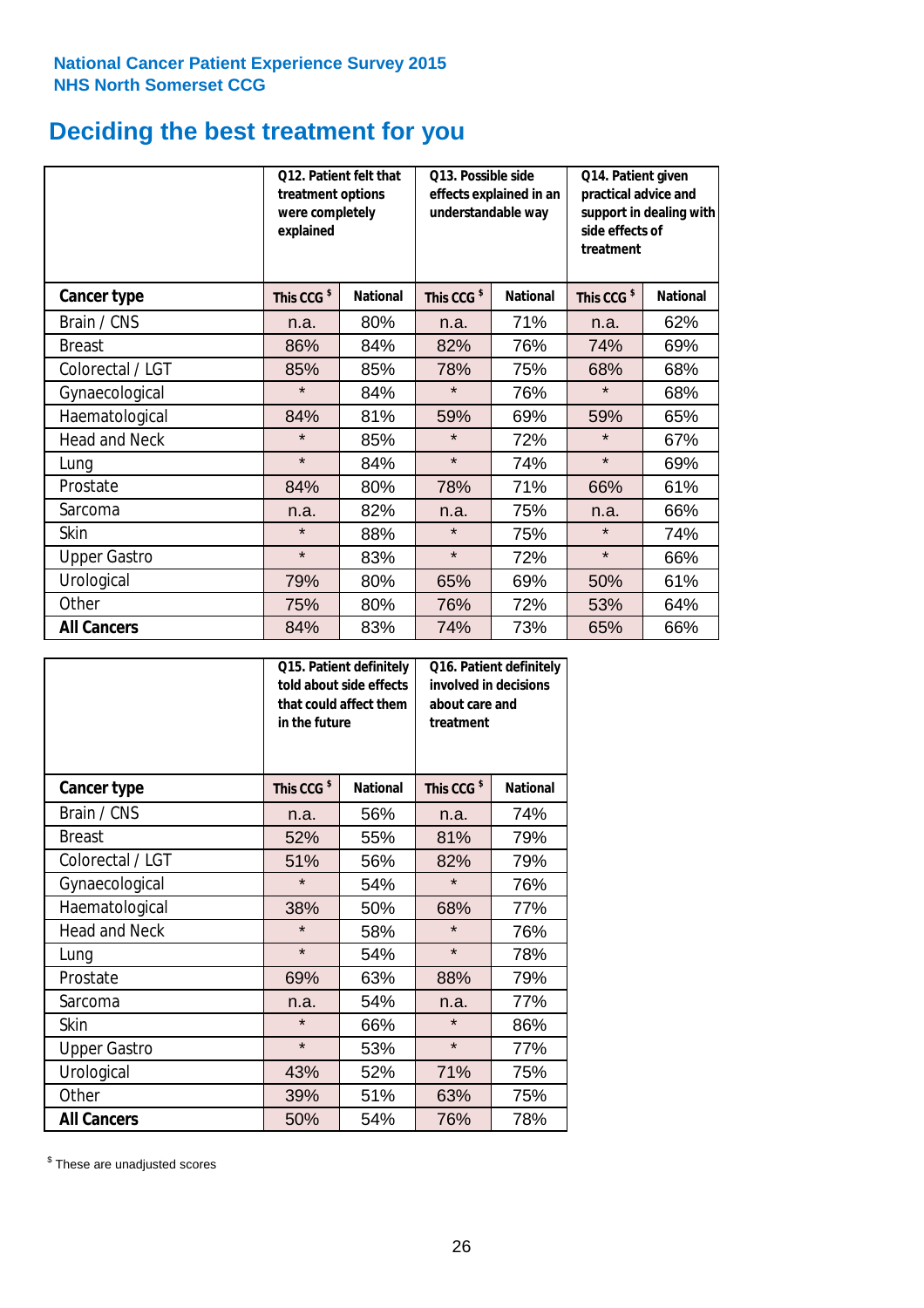National Cancer Patient Experience Survey 2015
NHS North Somerset CCG

# Deciding the best treatment for you

| | Q12. Patient felt that treatment options were completely explained | | Q13. Possible side effects explained in an understandable way | | Q14. Patient given practical advice and support in dealing with side effects of treatment | |
|---|---|---|---|---|---|---|
| **Cancer type** | This CCG $ | National | This CCG $ | National | This CCG $ | National |
| Brain / CNS | n.a. | 80% | n.a. | 71% | n.a. | 62% |
| Breast | 86% | 84% | 82% | 76% | 74% | 69% |
| Colorectal / LGT | 85% | 85% | 78% | 75% | 68% | 68% |
| Gynaecological | * | 84% | * | 76% | * | 68% |
| Haematological | 84% | 81% | 59% | 69% | 59% | 65% |
| Head and Neck | * | 85% | * | 72% | * | 67% |
| Lung | * | 84% | * | 74% | * | 69% |
| Prostate | 84% | 80% | 78% | 71% | 66% | 61% |
| Sarcoma | n.a. | 82% | n.a. | 75% | n.a. | 66% |
| Skin | * | 88% | * | 75% | * | 74% |
| Upper Gastro | * | 83% | * | 72% | * | 66% |
| Urological | 79% | 80% | 65% | 69% | 50% | 61% |
| Other | 75% | 80% | 76% | 72% | 53% | 64% |
| **All Cancers** | 84% | 83% | 74% | 73% | 65% | 66% |

| | Q15. Patient definitely told about side effects that could affect them in the future | | Q16. Patient definitely involved in decisions about care and treatment | |
|---|---|---|---|---|
| **Cancer type** | This CCG $ | National | This CCG $ | National |
| Brain / CNS | n.a. | 56% | n.a. | 74% |
| Breast | 52% | 55% | 81% | 79% |
| Colorectal / LGT | 51% | 56% | 82% | 79% |
| Gynaecological | * | 54% | * | 76% |
| Haematological | 38% | 50% | 68% | 77% |
| Head and Neck | * | 58% | * | 76% |
| Lung | * | 54% | * | 78% |
| Prostate | 69% | 63% | 88% | 79% |
| Sarcoma | n.a. | 54% | n.a. | 77% |
| Skin | * | 66% | * | 86% |
| Upper Gastro | * | 53% | * | 77% |
| Urological | 43% | 52% | 71% | 75% |
| Other | 39% | 51% | 63% | 75% |
| **All Cancers** | 50% | 54% | 76% | 78% |

$ These are unadjusted scores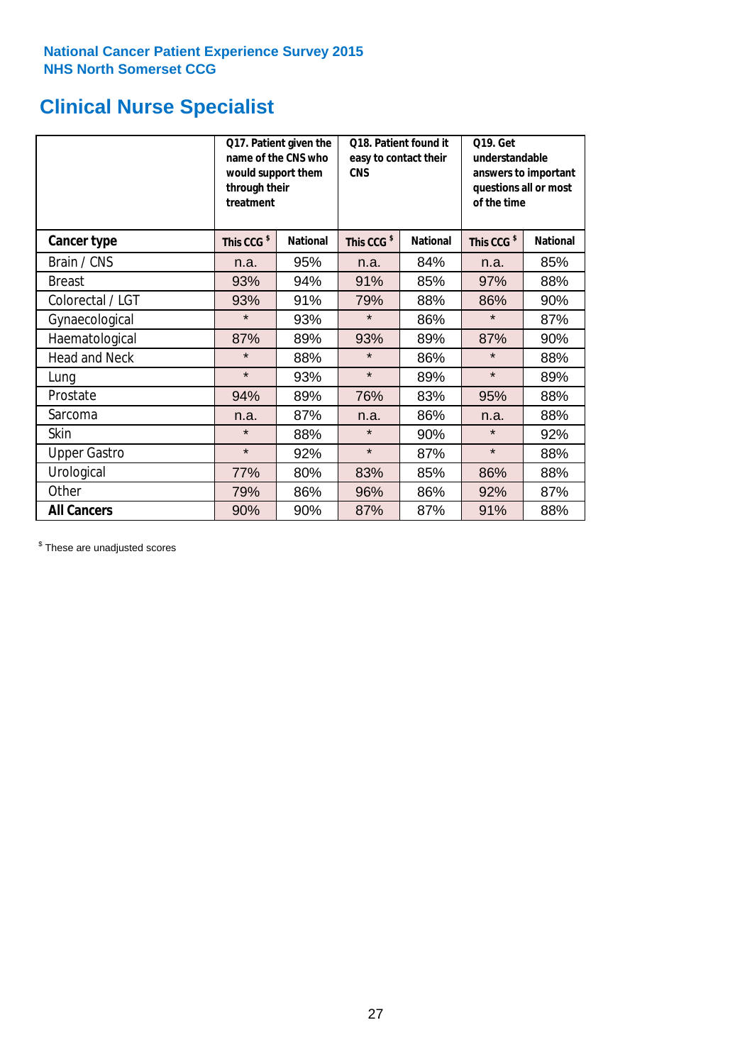**National Cancer Patient Experience Survey 2015**
**NHS North Somerset CCG**

# Clinical Nurse Specialist

| | Q17. Patient given the name of the CNS who would support them through their treatment | | Q18. Patient found it easy to contact their CNS | | Q19. Get understandable answers to important questions all or most of the time | |
|---|---|---|---|---|---|---|
| **Cancer type** | **This CCG $** | **National** | **This CCG $** | **National** | **This CCG $** | **National** |
| Brain / CNS | n.a. | 95% | n.a. | 84% | n.a. | 85% |
| Breast | 93% | 94% | 91% | 85% | 97% | 88% |
| Colorectal / LGT | 93% | 91% | 79% | 88% | 86% | 90% |
| Gynaecological | * | 93% | * | 86% | * | 87% |
| Haematological | 87% | 89% | 93% | 89% | 87% | 90% |
| Head and Neck | * | 88% | * | 86% | * | 88% |
| Lung | * | 93% | * | 89% | * | 89% |
| Prostate | 94% | 89% | 76% | 83% | 95% | 88% |
| Sarcoma | n.a. | 87% | n.a. | 86% | n.a. | 88% |
| Skin | * | 88% | * | 90% | * | 92% |
| Upper Gastro | * | 92% | * | 87% | * | 88% |
| Urological | 77% | 80% | 83% | 85% | 86% | 88% |
| Other | 79% | 86% | 96% | 86% | 92% | 87% |
| **All Cancers** | 90% | 90% | 87% | 87% | 91% | 88% |

$ These are unadjusted scores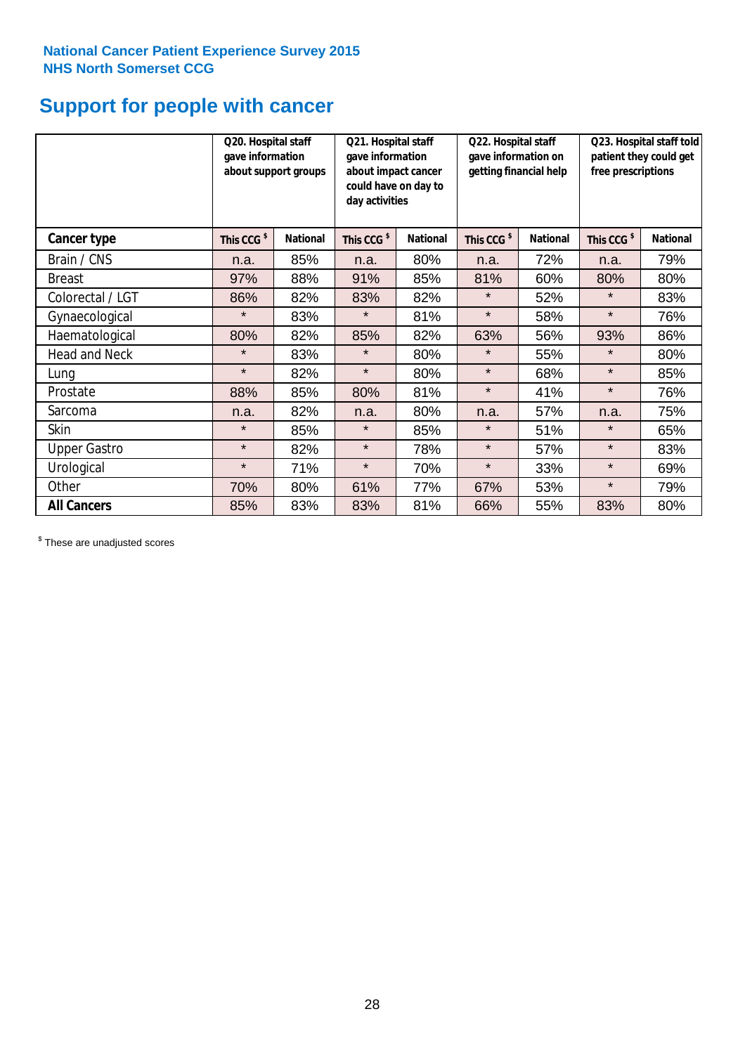National Cancer Patient Experience Survey 2015
NHS North Somerset CCG

# Support for people with cancer

| | Q20. Hospital staff gave information about support groups | | Q21. Hospital staff gave information about impact cancer could have on day to day activities | | Q22. Hospital staff gave information on getting financial help | | Q23. Hospital staff told patient they could get free prescriptions | |
|---|---|---|---|---|---|---|---|---|
| **Cancer type** | This CCG $ | National | This CCG $ | National | This CCG $ | National | This CCG $ | National |
| Brain / CNS | n.a. | 85% | n.a. | 80% | n.a. | 72% | n.a. | 79% |
| Breast | 97% | 88% | 91% | 85% | 81% | 60% | 80% | 80% |
| Colorectal / LGT | 86% | 82% | 83% | 82% | * | 52% | * | 83% |
| Gynaecological | * | 83% | * | 81% | * | 58% | * | 76% |
| Haematological | 80% | 82% | 85% | 82% | 63% | 56% | 93% | 86% |
| Head and Neck | * | 83% | * | 80% | * | 55% | * | 80% |
| Lung | * | 82% | * | 80% | * | 68% | * | 85% |
| Prostate | 88% | 85% | 80% | 81% | * | 41% | * | 76% |
| Sarcoma | n.a. | 82% | n.a. | 80% | n.a. | 57% | n.a. | 75% |
| Skin | * | 85% | * | 85% | * | 51% | * | 65% |
| Upper Gastro | * | 82% | * | 78% | * | 57% | * | 83% |
| Urological | * | 71% | * | 70% | * | 33% | * | 69% |
| Other | 70% | 80% | 61% | 77% | 67% | 53% | * | 79% |
| **All Cancers** | 85% | 83% | 83% | 81% | 66% | 55% | 83% | 80% |

$ These are unadjusted scores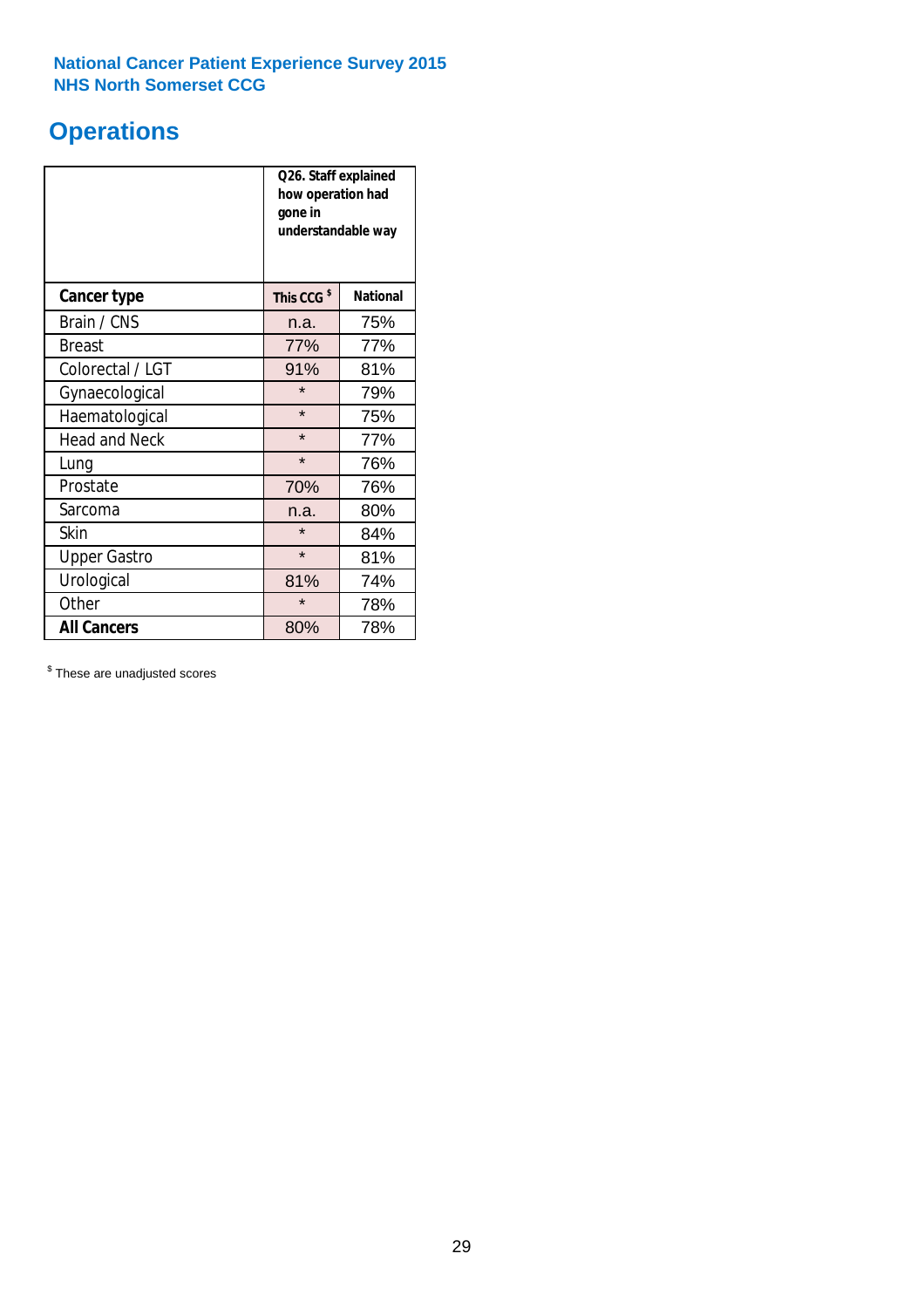**National Cancer Patient Experience Survey 2015**
**NHS North Somerset CCG**

# Operations

| | Q26. Staff explained how operation had gone in understandable way | |
|---|---|---|
| **Cancer type** | **This CCG** [$] | **National** |
| Brain / CNS | n.a. | 75% |
| Breast | 77% | 77% |
| Colorectal / LGT | 91% | 81% |
| Gynaecological | * | 79% |
| Haematological | * | 75% |
| Head and Neck | * | 77% |
| Lung | * | 76% |
| Prostate | 70% | 76% |
| Sarcoma | n.a. | 80% |
| Skin | * | 84% |
| Upper Gastro | * | 81% |
| Urological | 81% | 74% |
| Other | * | 78% |
| **All Cancers** | 80% | 78% |

[$] These are unadjusted scores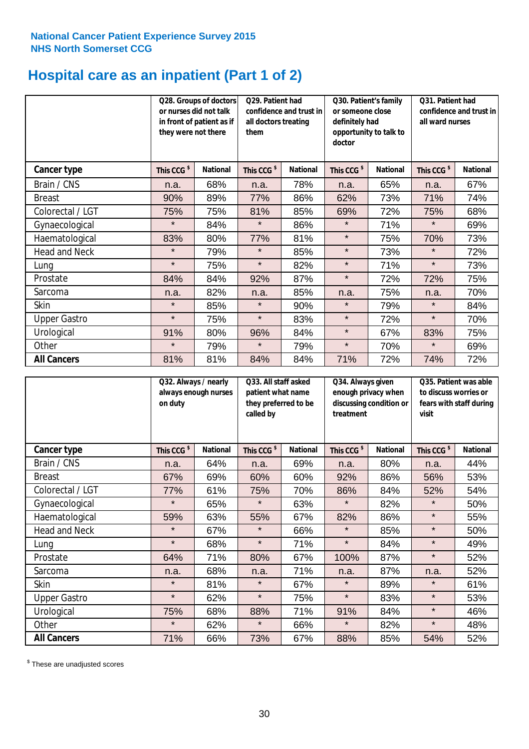National Cancer Patient Experience Survey 2015
NHS North Somerset CCG

# Hospital care as an inpatient (Part 1 of 2)

| | Q28. Groups of doctors or nurses did not talk in front of patient as if they were not there | | Q29. Patient had confidence and trust in all doctors treating them | | Q30. Patient's family or someone close definitely had opportunity to talk to doctor | | Q31. Patient had confidence and trust in all ward nurses | |
|---|---|---|---|---|---|---|---|---|
| **Cancer type** | **This CCG $** | **National** | **This CCG $** | **National** | **This CCG $** | **National** | **This CCG $** | **National** |
| Brain / CNS | n.a. | 68% | n.a. | 78% | n.a. | 65% | n.a. | 67% |
| Breast | 90% | 89% | 77% | 86% | 62% | 73% | 71% | 74% |
| Colorectal / LGT | 75% | 75% | 81% | 85% | 69% | 72% | 75% | 68% |
| Gynaecological | * | 84% | * | 86% | * | 71% | * | 69% |
| Haematological | 83% | 80% | 77% | 81% | * | 75% | 70% | 73% |
| Head and Neck | * | 79% | * | 85% | * | 73% | * | 72% |
| Lung | * | 75% | * | 82% | * | 71% | * | 73% |
| Prostate | 84% | 84% | 92% | 87% | * | 72% | 72% | 75% |
| Sarcoma | n.a. | 82% | n.a. | 85% | n.a. | 75% | n.a. | 70% |
| Skin | * | 85% | * | 90% | * | 79% | * | 84% |
| Upper Gastro | * | 75% | * | 83% | * | 72% | * | 70% |
| Urological | 91% | 80% | 96% | 84% | * | 67% | 83% | 75% |
| Other | * | 79% | * | 79% | * | 70% | * | 69% |
| **All Cancers** | 81% | 81% | 84% | 84% | 71% | 72% | 74% | 72% |

| | Q32. Always / nearly always enough nurses on duty | | Q33. All staff asked patient what name they preferred to be called by | | Q34. Always given enough privacy when discussing condition or treatment | | Q35. Patient was able to discuss worries or fears with staff during visit | |
|---|---|---|---|---|---|---|---|---|
| **Cancer type** | **This CCG $** | **National** | **This CCG $** | **National** | **This CCG $** | **National** | **This CCG $** | **National** |
| Brain / CNS | n.a. | 64% | n.a. | 69% | n.a. | 80% | n.a. | 44% |
| Breast | 67% | 69% | 60% | 60% | 92% | 86% | 56% | 53% |
| Colorectal / LGT | 77% | 61% | 75% | 70% | 86% | 84% | 52% | 54% |
| Gynaecological | * | 65% | * | 63% | * | 82% | * | 50% |
| Haematological | 59% | 63% | 55% | 67% | 82% | 86% | * | 55% |
| Head and Neck | * | 67% | * | 66% | * | 85% | * | 50% |
| Lung | * | 68% | * | 71% | * | 84% | * | 49% |
| Prostate | 64% | 71% | 80% | 67% | 100% | 87% | * | 52% |
| Sarcoma | n.a. | 68% | n.a. | 71% | n.a. | 87% | n.a. | 52% |
| Skin | * | 81% | * | 67% | * | 89% | * | 61% |
| Upper Gastro | * | 62% | * | 75% | * | 83% | * | 53% |
| Urological | 75% | 68% | 88% | 71% | 91% | 84% | * | 46% |
| Other | * | 62% | * | 66% | * | 82% | * | 48% |
| **All Cancers** | 71% | 66% | 73% | 67% | 88% | 85% | 54% | 52% |

$ These are unadjusted scores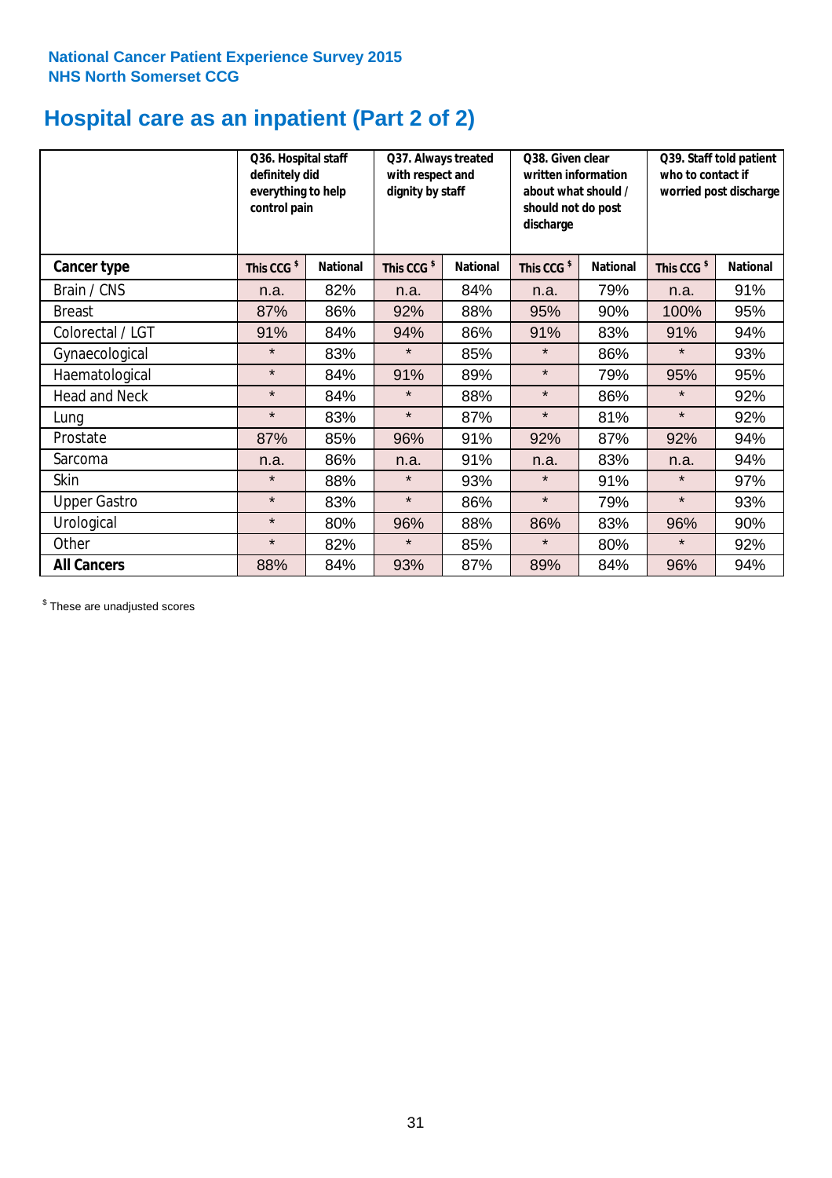National Cancer Patient Experience Survey 2015
NHS North Somerset CCG

# Hospital care as an inpatient (Part 2 of 2)

| | Q36. Hospital staff definitely did everything to help control pain | | Q37. Always treated with respect and dignity by staff | | Q38. Given clear written information about what should / should not do post discharge | | Q39. Staff told patient who to contact if worried post discharge | |
|---|---|---|---|---|---|---|---|---|
| **Cancer type** | This CCG $ | National | This CCG $ | National | This CCG $ | National | This CCG $ | National |
| Brain / CNS | n.a. | 82% | n.a. | 84% | n.a. | 79% | n.a. | 91% |
| Breast | 87% | 86% | 92% | 88% | 95% | 90% | 100% | 95% |
| Colorectal / LGT | 91% | 84% | 94% | 86% | 91% | 83% | 91% | 94% |
| Gynaecological | * | 83% | * | 85% | * | 86% | * | 93% |
| Haematological | * | 84% | 91% | 89% | * | 79% | 95% | 95% |
| Head and Neck | * | 84% | * | 88% | * | 86% | * | 92% |
| Lung | * | 83% | * | 87% | * | 81% | * | 92% |
| Prostate | 87% | 85% | 96% | 91% | 92% | 87% | 92% | 94% |
| Sarcoma | n.a. | 86% | n.a. | 91% | n.a. | 83% | n.a. | 94% |
| Skin | * | 88% | * | 93% | * | 91% | * | 97% |
| Upper Gastro | * | 83% | * | 86% | * | 79% | * | 93% |
| Urological | * | 80% | 96% | 88% | 86% | 83% | 96% | 90% |
| Other | * | 82% | * | 85% | * | 80% | * | 92% |
| **All Cancers** | 88% | 84% | 93% | 87% | 89% | 84% | 96% | 94% |

$ These are unadjusted scores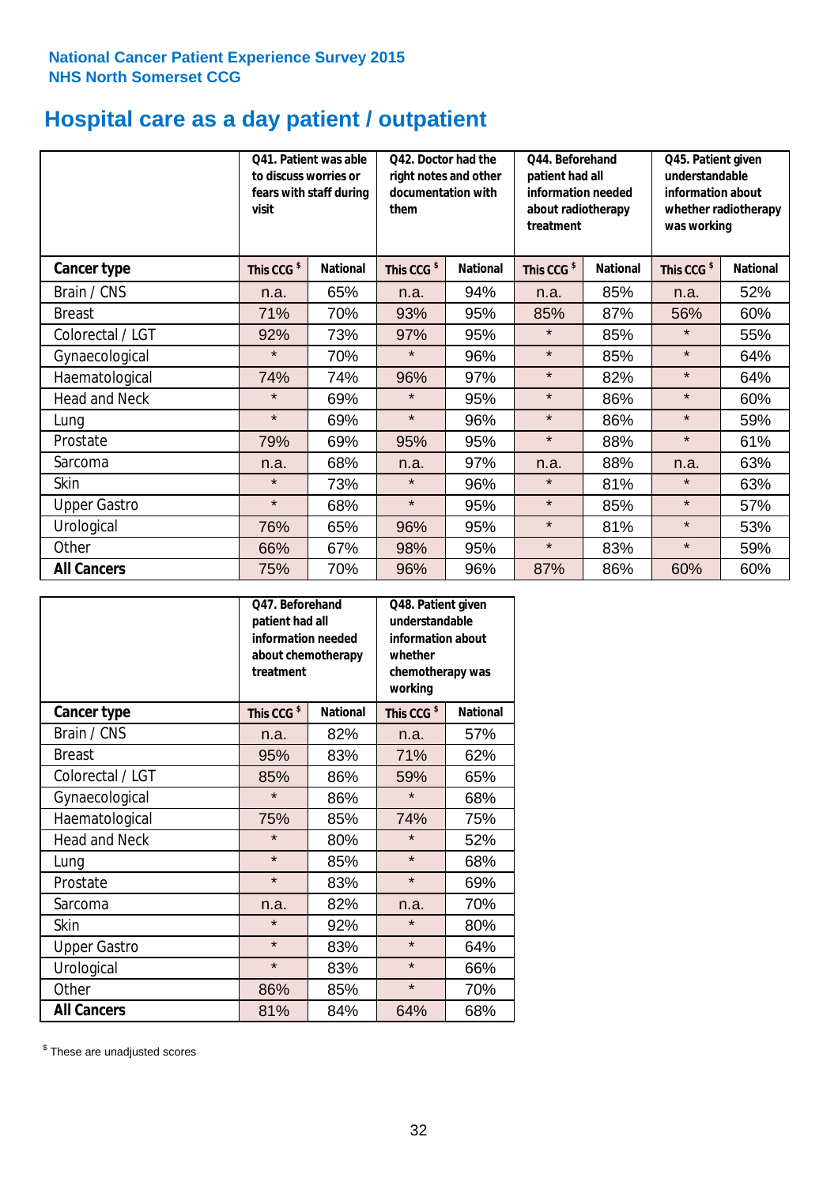National Cancer Patient Experience Survey 2015
NHS North Somerset CCG

# Hospital care as a day patient / outpatient

| | Q41. Patient was able to discuss worries or fears with staff during visit | | Q42. Doctor had the right notes and other documentation with them | | Q44. Beforehand patient had all information needed about radiotherapy treatment | | Q45. Patient given understandable information about whether radiotherapy was working | |
|---|---|---|---|---|---|---|---|---|
| **Cancer type** | **This CCG $** | **National** | **This CCG $** | **National** | **This CCG $** | **National** | **This CCG $** | **National** |
| Brain / CNS | n.a. | 65% | n.a. | 94% | n.a. | 85% | n.a. | 52% |
| Breast | 71% | 70% | 93% | 95% | 85% | 87% | 56% | 60% |
| Colorectal / LGT | 92% | 73% | 97% | 95% | * | 85% | * | 55% |
| Gynaecological | * | 70% | * | 96% | * | 85% | * | 64% |
| Haematological | 74% | 74% | 96% | 97% | * | 82% | * | 64% |
| Head and Neck | * | 69% | * | 95% | * | 86% | * | 60% |
| Lung | * | 69% | * | 96% | * | 86% | * | 59% |
| Prostate | 79% | 69% | 95% | 95% | * | 88% | * | 61% |
| Sarcoma | n.a. | 68% | n.a. | 97% | n.a. | 88% | n.a. | 63% |
| Skin | * | 73% | * | 96% | * | 81% | * | 63% |
| Upper Gastro | * | 68% | * | 95% | * | 85% | * | 57% |
| Urological | 76% | 65% | 96% | 95% | * | 81% | * | 53% |
| Other | 66% | 67% | 98% | 95% | * | 83% | * | 59% |
| **All Cancers** | 75% | 70% | 96% | 96% | 87% | 86% | 60% | 60% |

| | Q47. Beforehand patient had all information needed about chemotherapy treatment | | Q48. Patient given understandable information about whether chemotherapy was working | |
|---|---|---|---|---|
| **Cancer type** | **This CCG $** | **National** | **This CCG $** | **National** |
| Brain / CNS | n.a. | 82% | n.a. | 57% |
| Breast | 95% | 83% | 71% | 62% |
| Colorectal / LGT | 85% | 86% | 59% | 65% |
| Gynaecological | * | 86% | * | 68% |
| Haematological | 75% | 85% | 74% | 75% |
| Head and Neck | * | 80% | * | 52% |
| Lung | * | 85% | * | 68% |
| Prostate | * | 83% | * | 69% |
| Sarcoma | n.a. | 82% | n.a. | 70% |
| Skin | * | 92% | * | 80% |
| Upper Gastro | * | 83% | * | 64% |
| Urological | * | 83% | * | 66% |
| Other | 86% | 85% | * | 70% |
| **All Cancers** | 81% | 84% | 64% | 68% |

$ These are unadjusted scores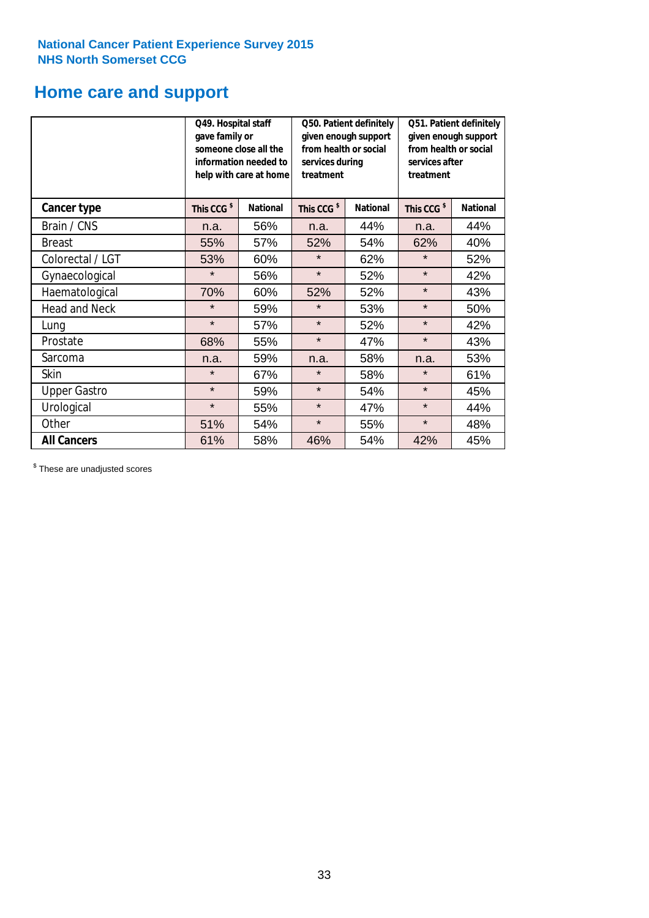**National Cancer Patient Experience Survey 2015**
**NHS North Somerset CCG**

# Home care and support

| | Q49. Hospital staff gave family or someone close all the information needed to help with care at home | | Q50. Patient definitely given enough support from health or social services during treatment | | Q51. Patient definitely given enough support from health or social services after treatment | |
|---|---|---|---|---|---|---|
| **Cancer type** | **This CCG $** | **National** | **This CCG $** | **National** | **This CCG $** | **National** |
| Brain / CNS | n.a. | 56% | n.a. | 44% | n.a. | 44% |
| Breast | 55% | 57% | 52% | 54% | 62% | 40% |
| Colorectal / LGT | 53% | 60% | * | 62% | * | 52% |
| Gynaecological | * | 56% | * | 52% | * | 42% |
| Haematological | 70% | 60% | 52% | 52% | * | 43% |
| Head and Neck | * | 59% | * | 53% | * | 50% |
| Lung | * | 57% | * | 52% | * | 42% |
| Prostate | 68% | 55% | * | 47% | * | 43% |
| Sarcoma | n.a. | 59% | n.a. | 58% | n.a. | 53% |
| Skin | * | 67% | * | 58% | * | 61% |
| Upper Gastro | * | 59% | * | 54% | * | 45% |
| Urological | * | 55% | * | 47% | * | 44% |
| Other | 51% | 54% | * | 55% | * | 48% |
| **All Cancers** | 61% | 58% | 46% | 54% | 42% | 45% |

$ These are unadjusted scores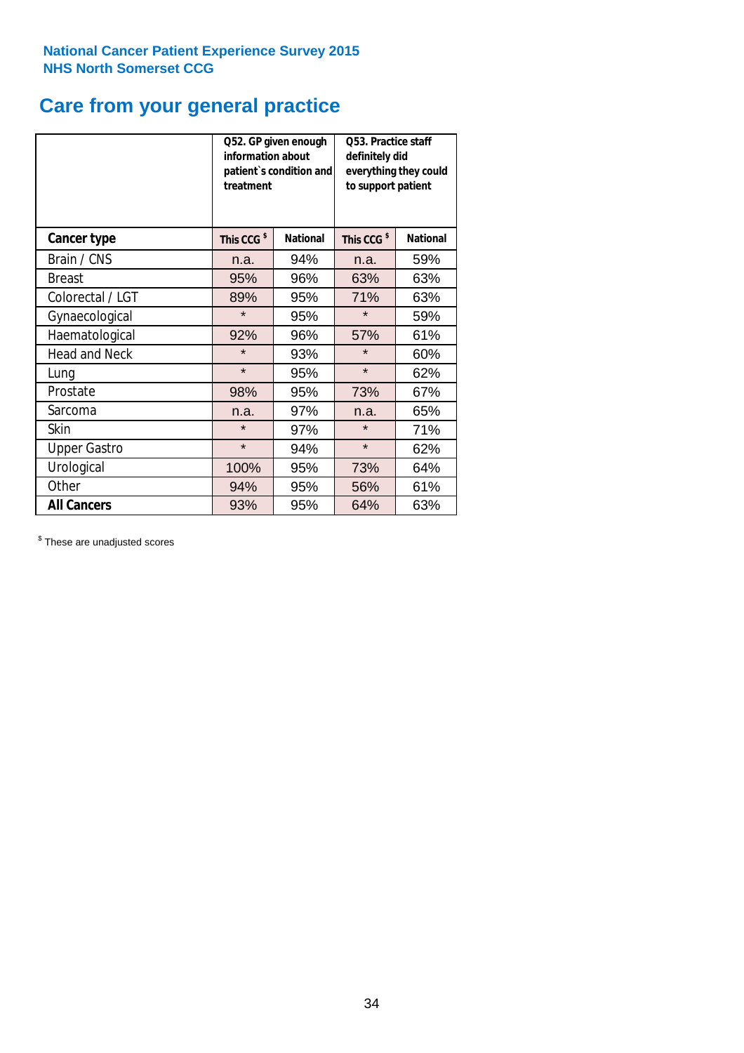National Cancer Patient Experience Survey 2015
NHS North Somerset CCG

# Care from your general practice

| | Q52. GP given enough information about patient`s condition and treatment | | Q53. Practice staff definitely did everything they could to support patient | |
|---|---|---|---|---|
| **Cancer type** | **This CCG $** | **National** | **This CCG $** | **National** |
| Brain / CNS | n.a. | 94% | n.a. | 59% |
| Breast | 95% | 96% | 63% | 63% |
| Colorectal / LGT | 89% | 95% | 71% | 63% |
| Gynaecological | * | 95% | * | 59% |
| Haematological | 92% | 96% | 57% | 61% |
| Head and Neck | * | 93% | * | 60% |
| Lung | * | 95% | * | 62% |
| Prostate | 98% | 95% | 73% | 67% |
| Sarcoma | n.a. | 97% | n.a. | 65% |
| Skin | * | 97% | * | 71% |
| Upper Gastro | * | 94% | * | 62% |
| Urological | 100% | 95% | 73% | 64% |
| Other | 94% | 95% | 56% | 61% |
| **All Cancers** | 93% | 95% | 64% | 63% |

$ These are unadjusted scores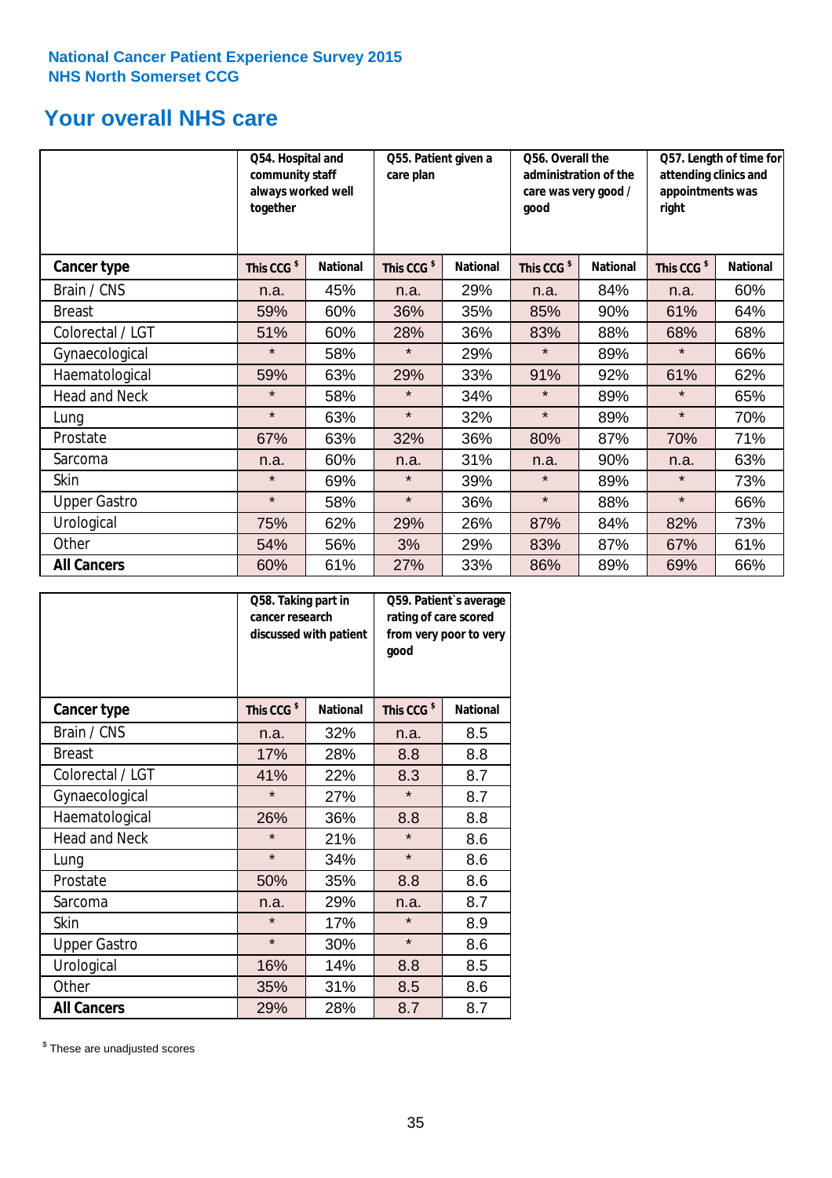National Cancer Patient Experience Survey 2015
NHS North Somerset CCG

# Your overall NHS care

| | Q54. Hospital and community staff always worked well together | | Q55. Patient given a care plan | | Q56. Overall the administration of the care was very good / good | | Q57. Length of time for attending clinics and appointments was right | |
|---|---|---|---|---|---|---|---|---|
| **Cancer type** | This CCG $ | National | This CCG $ | National | This CCG $ | National | This CCG $ | National |
| Brain / CNS | n.a. | 45% | n.a. | 29% | n.a. | 84% | n.a. | 60% |
| Breast | 59% | 60% | 36% | 35% | 85% | 90% | 61% | 64% |
| Colorectal / LGT | 51% | 60% | 28% | 36% | 83% | 88% | 68% | 68% |
| Gynaecological | * | 58% | * | 29% | * | 89% | * | 66% |
| Haematological | 59% | 63% | 29% | 33% | 91% | 92% | 61% | 62% |
| Head and Neck | * | 58% | * | 34% | * | 89% | * | 65% |
| Lung | * | 63% | * | 32% | * | 89% | * | 70% |
| Prostate | 67% | 63% | 32% | 36% | 80% | 87% | 70% | 71% |
| Sarcoma | n.a. | 60% | n.a. | 31% | n.a. | 90% | n.a. | 63% |
| Skin | * | 69% | * | 39% | * | 89% | * | 73% |
| Upper Gastro | * | 58% | * | 36% | * | 88% | * | 66% |
| Urological | 75% | 62% | 29% | 26% | 87% | 84% | 82% | 73% |
| Other | 54% | 56% | 3% | 29% | 83% | 87% | 67% | 61% |
| **All Cancers** | 60% | 61% | 27% | 33% | 86% | 89% | 69% | 66% |

| | Q58. Taking part in cancer research discussed with patient | | Q59. Patient's average rating of care scored from very poor to very good | |
|---|---|---|---|---|
| **Cancer type** | This CCG $ | National | This CCG $ | National |
| Brain / CNS | n.a. | 32% | n.a. | 8.5 |
| Breast | 17% | 28% | 8.8 | 8.8 |
| Colorectal / LGT | 41% | 22% | 8.3 | 8.7 |
| Gynaecological | * | 27% | * | 8.7 |
| Haematological | 26% | 36% | 8.8 | 8.8 |
| Head and Neck | * | 21% | * | 8.6 |
| Lung | * | 34% | * | 8.6 |
| Prostate | 50% | 35% | 8.8 | 8.6 |
| Sarcoma | n.a. | 29% | n.a. | 8.7 |
| Skin | * | 17% | * | 8.9 |
| Upper Gastro | * | 30% | * | 8.6 |
| Urological | 16% | 14% | 8.8 | 8.5 |
| Other | 35% | 31% | 8.5 | 8.6 |
| **All Cancers** | 29% | 28% | 8.7 | 8.7 |

$ These are unadjusted scores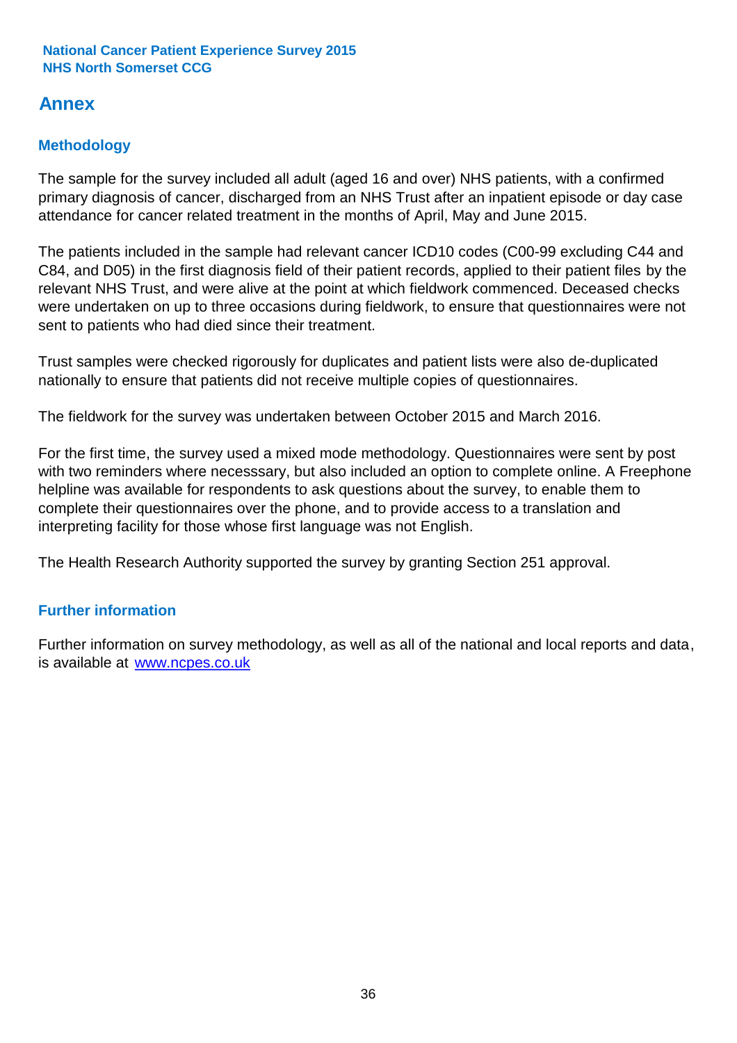## Annex

### Methodology

The sample for the survey included all adult (aged 16 and over) NHS patients, with a confirmed primary diagnosis of cancer, discharged from an NHS Trust after an inpatient episode or day case attendance for cancer related treatment in the months of April, May and June 2015.

The patients included in the sample had relevant cancer ICD10 codes (C00-99 excluding C44 and C84, and D05) in the first diagnosis field of their patient records, applied to their patient files by the relevant NHS Trust, and were alive at the point at which fieldwork commenced. Deceased checks were undertaken on up to three occasions during fieldwork, to ensure that questionnaires were not sent to patients who had died since their treatment.

Trust samples were checked rigorously for duplicates and patient lists were also de-duplicated nationally to ensure that patients did not receive multiple copies of questionnaires.

The fieldwork for the survey was undertaken between October 2015 and March 2016.

For the first time, the survey used a mixed mode methodology. Questionnaires were sent by post with two reminders where necesssary, but also included an option to complete online. A Freephone helpline was available for respondents to ask questions about the survey, to enable them to complete their questionnaires over the phone, and to provide access to a translation and interpreting facility for those whose first language was not English.

The Health Research Authority supported the survey by granting Section 251 approval.

### Further information

Further information on survey methodology, as well as all of the national and local reports and data, is available at [www.ncpes.co.uk](http://www.ncpes.co.uk)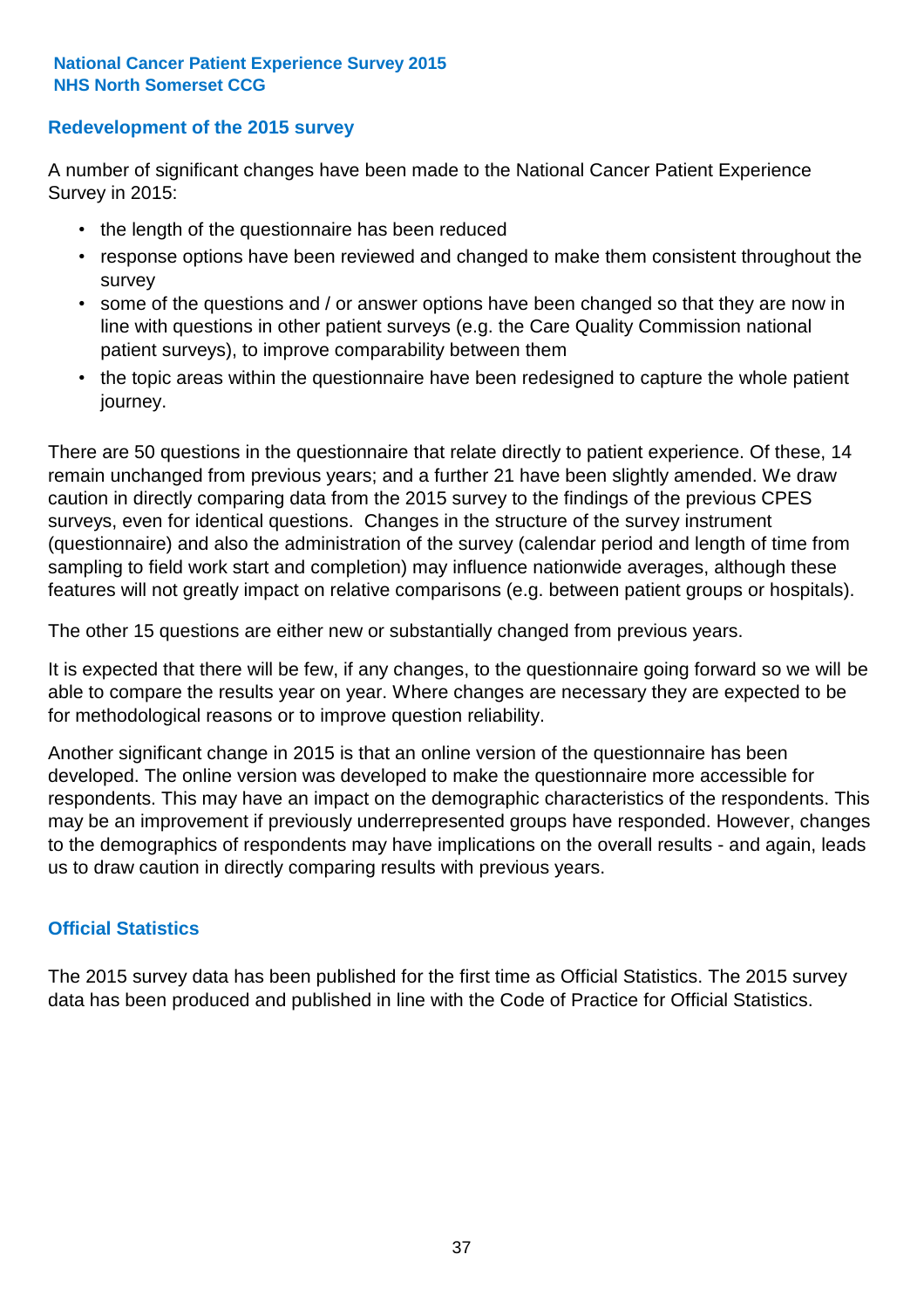## Redevelopment of the 2015 survey

A number of significant changes have been made to the National Cancer Patient Experience Survey in 2015:

- the length of the questionnaire has been reduced
- response options have been reviewed and changed to make them consistent throughout the survey
- some of the questions and / or answer options have been changed so that they are now in line with questions in other patient surveys (e.g. the Care Quality Commission national patient surveys), to improve comparability between them
- the topic areas within the questionnaire have been redesigned to capture the whole patient journey.

There are 50 questions in the questionnaire that relate directly to patient experience. Of these, 14 remain unchanged from previous years; and a further 21 have been slightly amended. We draw caution in directly comparing data from the 2015 survey to the findings of the previous CPES surveys, even for identical questions. Changes in the structure of the survey instrument (questionnaire) and also the administration of the survey (calendar period and length of time from sampling to field work start and completion) may influence nationwide averages, although these features will not greatly impact on relative comparisons (e.g. between patient groups or hospitals).

The other 15 questions are either new or substantially changed from previous years.

It is expected that there will be few, if any changes, to the questionnaire going forward so we will be able to compare the results year on year. Where changes are necessary they are expected to be for methodological reasons or to improve question reliability.

Another significant change in 2015 is that an online version of the questionnaire has been developed. The online version was developed to make the questionnaire more accessible for respondents. This may have an impact on the demographic characteristics of the respondents. This may be an improvement if previously underrepresented groups have responded. However, changes to the demographics of respondents may have implications on the overall results - and again, leads us to draw caution in directly comparing results with previous years.

## Official Statistics

The 2015 survey data has been published for the first time as Official Statistics. The 2015 survey data has been produced and published in line with the Code of Practice for Official Statistics.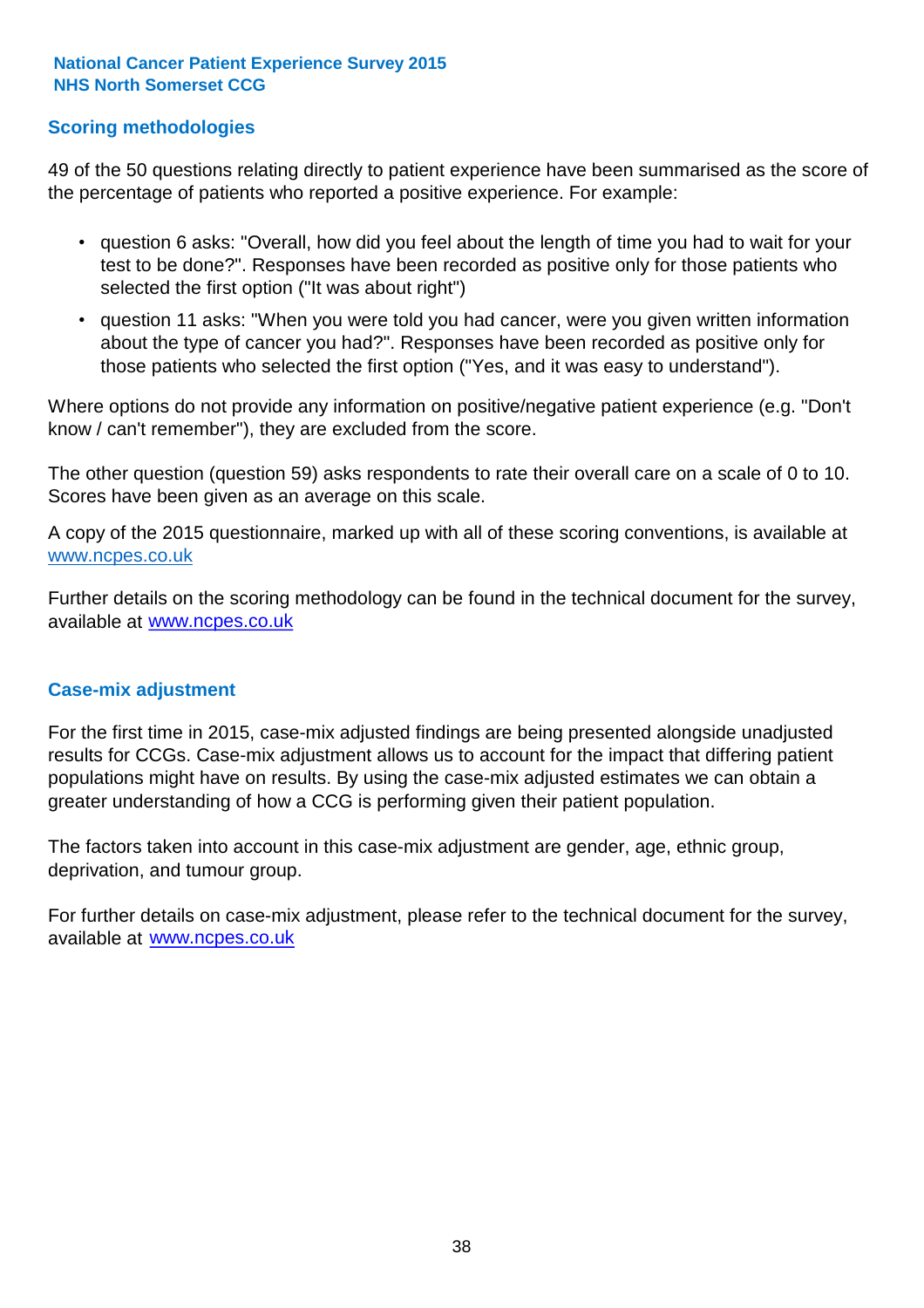**National Cancer Patient Experience Survey 2015**
**NHS North Somerset CCG**

## Scoring methodologies

49 of the 50 questions relating directly to patient experience have been summarised as the score of the percentage of patients who reported a positive experience. For example:

- question 6 asks: "Overall, how did you feel about the length of time you had to wait for your test to be done?". Responses have been recorded as positive only for those patients who selected the first option ("It was about right")
- question 11 asks: "When you were told you had cancer, were you given written information about the type of cancer you had?". Responses have been recorded as positive only for those patients who selected the first option ("Yes, and it was easy to understand").

Where options do not provide any information on positive/negative patient experience (e.g. "Don't know / can't remember"), they are excluded from the score.

The other question (question 59) asks respondents to rate their overall care on a scale of 0 to 10. Scores have been given as an average on this scale.

A copy of the 2015 questionnaire, marked up with all of these scoring conventions, is available at www.ncpes.co.uk

Further details on the scoring methodology can be found in the technical document for the survey, available at www.ncpes.co.uk

## Case-mix adjustment

For the first time in 2015, case-mix adjusted findings are being presented alongside unadjusted results for CCGs. Case-mix adjustment allows us to account for the impact that differing patient populations might have on results. By using the case-mix adjusted estimates we can obtain a greater understanding of how a CCG is performing given their patient population.

The factors taken into account in this case-mix adjustment are gender, age, ethnic group, deprivation, and tumour group.

For further details on case-mix adjustment, please refer to the technical document for the survey, available at www.ncpes.co.uk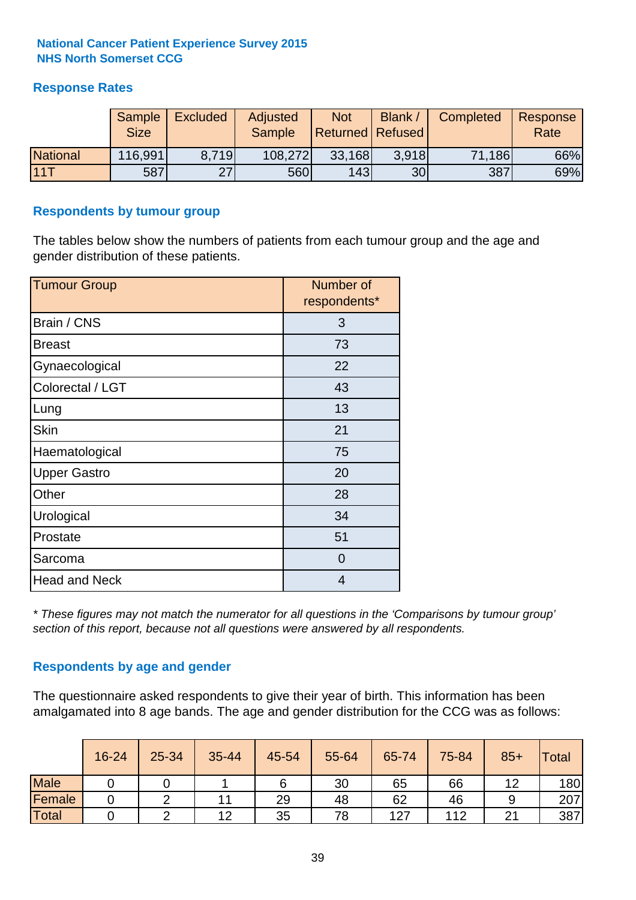**National Cancer Patient Experience Survey 2015**
**NHS North Somerset CCG**

## Response Rates

| | Sample Size | Excluded | Adjusted Sample | Not Returned | Blank / Refused | Completed | Response Rate |
|---|---|---|---|---|---|---|---|
| National | 116,991 | 8,719 | 108,272 | 33,168 | 3,918 | 71,186 | 66% |
| 11T | 587 | 27 | 560 | 143 | 30 | 387 | 69% |

## Respondents by tumour group

The tables below show the numbers of patients from each tumour group and the age and gender distribution of these patients.

| Tumour Group | Number of respondents* |
|---|---|
| Brain / CNS | 3 |
| Breast | 73 |
| Gynaecological | 22 |
| Colorectal / LGT | 43 |
| Lung | 13 |
| Skin | 21 |
| Haematological | 75 |
| Upper Gastro | 20 |
| Other | 28 |
| Urological | 34 |
| Prostate | 51 |
| Sarcoma | 0 |
| Head and Neck | 4 |

*\* These figures may not match the numerator for all questions in the 'Comparisons by tumour group' section of this report, because not all questions were answered by all respondents.*

## Respondents by age and gender

The questionnaire asked respondents to give their year of birth. This information has been amalgamated into 8 age bands. The age and gender distribution for the CCG was as follows:

| | 16-24 | 25-34 | 35-44 | 45-54 | 55-64 | 65-74 | 75-84 | 85+ | Total |
|---|---|---|---|---|---|---|---|---|---|
| Male | 0 | 0 | 1 | 6 | 30 | 65 | 66 | 12 | 180 |
| Female | 0 | 2 | 11 | 29 | 48 | 62 | 46 | 9 | 207 |
| Total | 0 | 2 | 12 | 35 | 78 | 127 | 112 | 21 | 387 |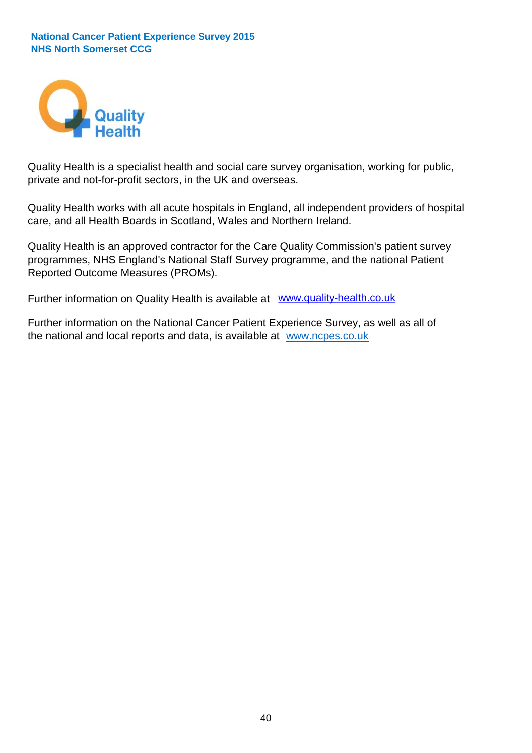Quality Health is a specialist health and social care survey organisation, working for public, private and not-for-profit sectors, in the UK and overseas.

Quality Health works with all acute hospitals in England, all independent providers of hospital care, and all Health Boards in Scotland, Wales and Northern Ireland.

Quality Health is an approved contractor for the Care Quality Commission's patient survey programmes, NHS England's National Staff Survey programme, and the national Patient Reported Outcome Measures (PROMs).

Further information on Quality Health is available at [www.quality-health.co.uk](http://www.quality-health.co.uk)

Further information on the National Cancer Patient Experience Survey, as well as all of the national and local reports and data, is available at [www.ncpes.co.uk](http://www.ncpes.co.uk)